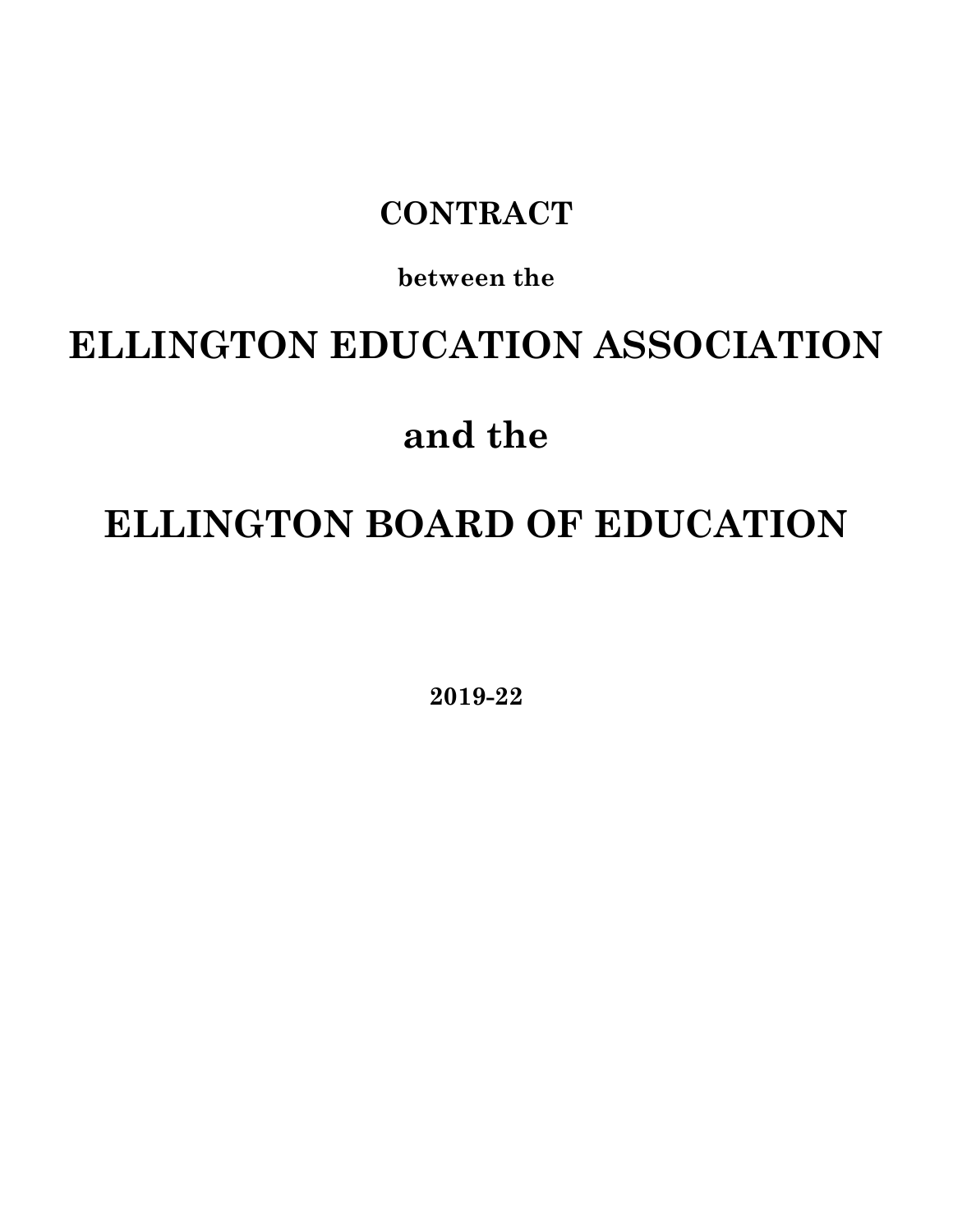# CONTRACT

**between the**

# ELLINGTON EDUCATION ASSOCIATION

# and the

# ELLINGTON BOARD OF EDUCATION

**2019-22**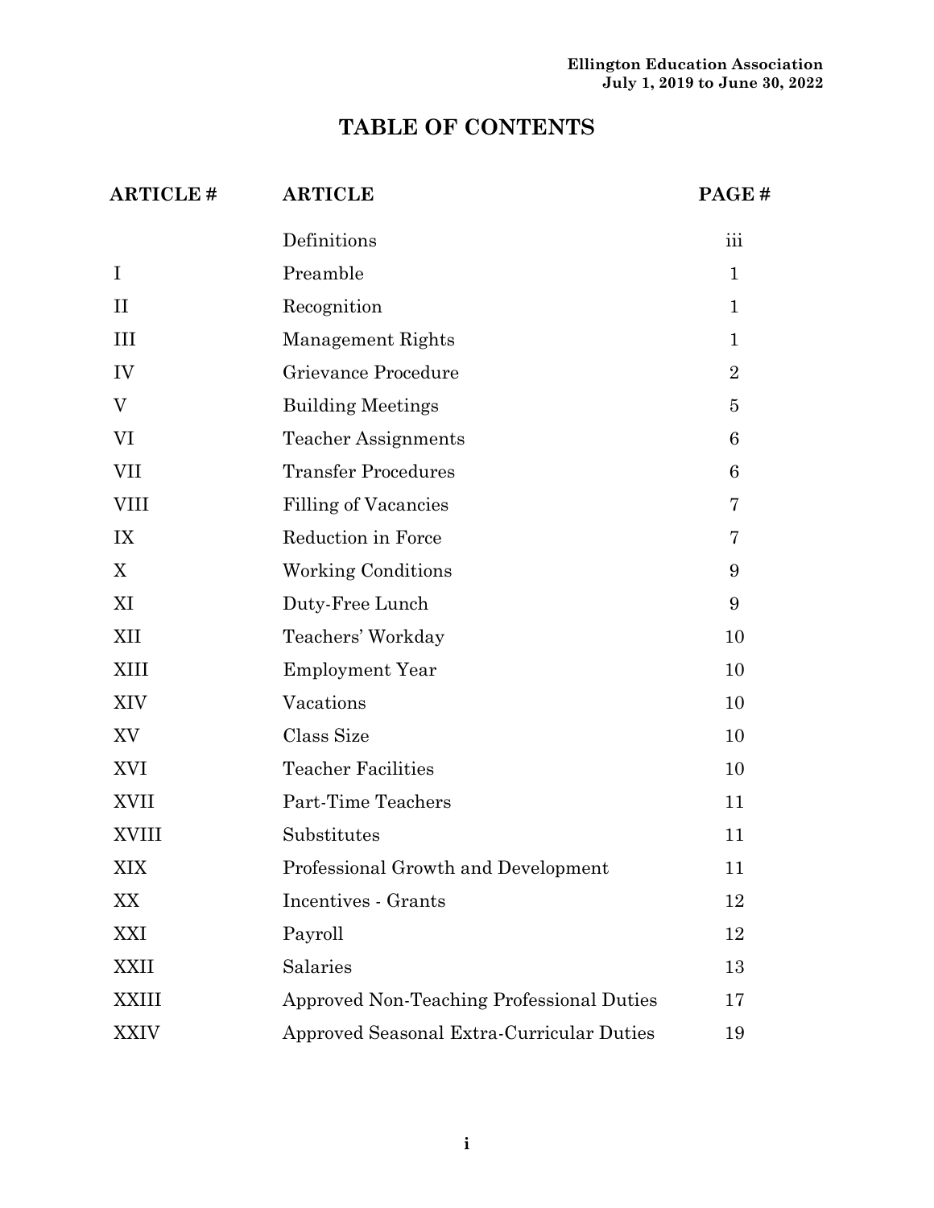# TABLE OF CONTENTS

| ARTICLE # | ARTICLE | PAGE # |
|---|---|---|
| | Definitions | iii |
| I | Preamble | 1 |
| II | Recognition | 1 |
| III | Management Rights | 1 |
| IV | Grievance Procedure | 2 |
| V | Building Meetings | 5 |
| VI | Teacher Assignments | 6 |
| VII | Transfer Procedures | 6 |
| VIII | Filling of Vacancies | 7 |
| IX | Reduction in Force | 7 |
| X | Working Conditions | 9 |
| XI | Duty-Free Lunch | 9 |
| XII | Teachers' Workday | 10 |
| XIII | Employment Year | 10 |
| XIV | Vacations | 10 |
| XV | Class Size | 10 |
| XVI | Teacher Facilities | 10 |
| XVII | Part-Time Teachers | 11 |
| XVIII | Substitutes | 11 |
| XIX | Professional Growth and Development | 11 |
| XX | Incentives - Grants | 12 |
| XXI | Payroll | 12 |
| XXII | Salaries | 13 |
| XXIII | Approved Non-Teaching Professional Duties | 17 |
| XXIV | Approved Seasonal Extra-Curricular Duties | 19 |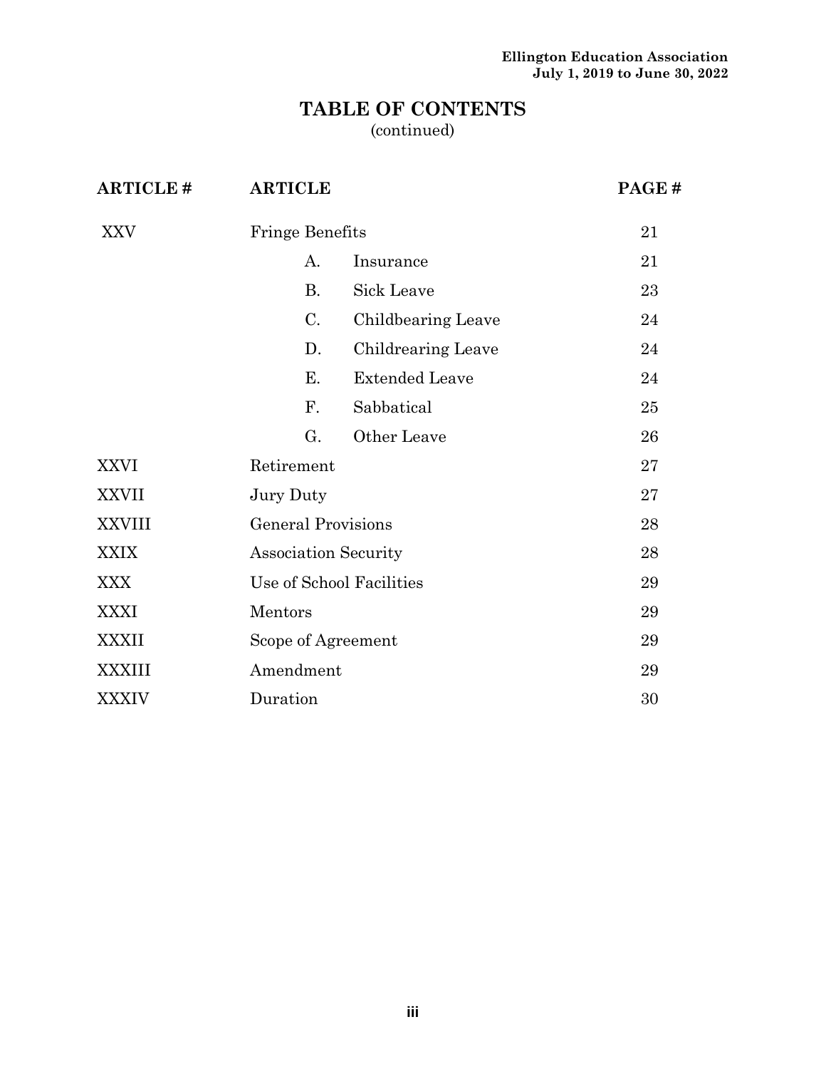# TABLE OF CONTENTS
(continued)

| ARTICLE # | ARTICLE | | PAGE # |
|---|---|---|---|
| XXV | Fringe Benefits | | 21 |
| | A. | Insurance | 21 |
| | B. | Sick Leave | 23 |
| | C. | Childbearing Leave | 24 |
| | D. | Childrearing Leave | 24 |
| | E. | Extended Leave | 24 |
| | F. | Sabbatical | 25 |
| | G. | Other Leave | 26 |
| XXVI | Retirement | | 27 |
| XXVII | Jury Duty | | 27 |
| XXVIII | General Provisions | | 28 |
| XXIX | Association Security | | 28 |
| XXX | Use of School Facilities | | 29 |
| XXXI | Mentors | | 29 |
| XXXII | Scope of Agreement | | 29 |
| XXXIII | Amendment | | 29 |
| XXXIV | Duration | | 30 |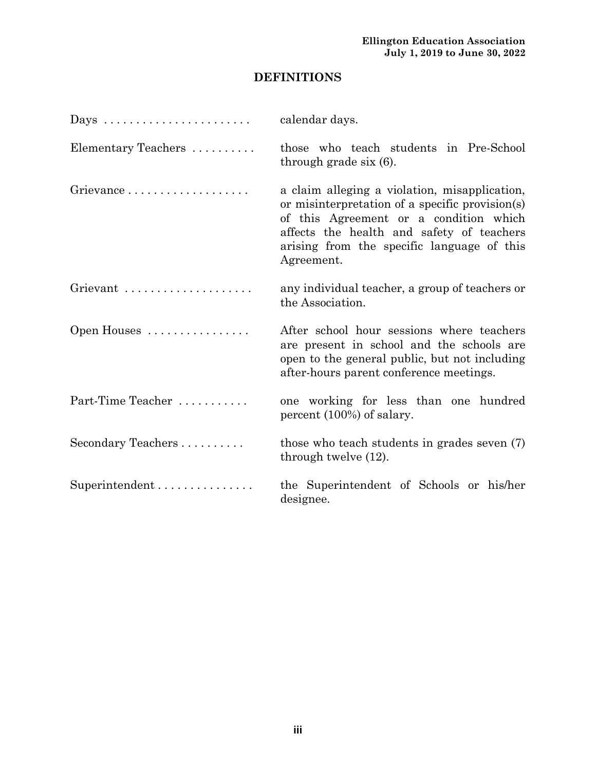## DEFINITIONS

| | |
|---|---|
| Days | calendar days. |
| Elementary Teachers | those who teach students in Pre-School through grade six (6). |
| Grievance | a claim alleging a violation, misapplication, or misinterpretation of a specific provision(s) of this Agreement or a condition which affects the health and safety of teachers arising from the specific language of this Agreement. |
| Grievant | any individual teacher, a group of teachers or the Association. |
| Open Houses | After school hour sessions where teachers are present in school and the schools are open to the general public, but not including after-hours parent conference meetings. |
| Part-Time Teacher | one working for less than one hundred percent (100%) of salary. |
| Secondary Teachers | those who teach students in grades seven (7) through twelve (12). |
| Superintendent | the Superintendent of Schools or his/her designee. |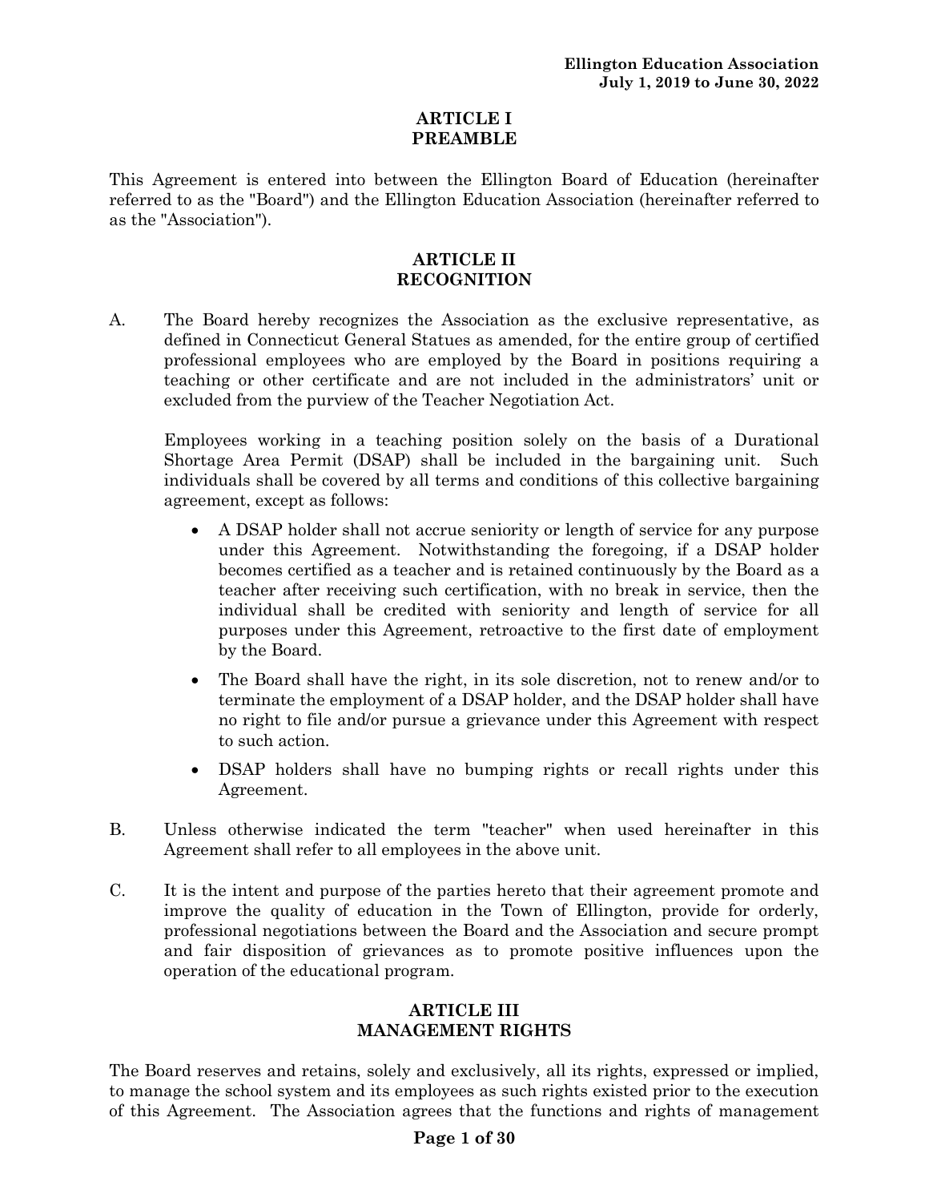## ARTICLE I
## PREAMBLE

This Agreement is entered into between the Ellington Board of Education (hereinafter referred to as the "Board") and the Ellington Education Association (hereinafter referred to as the "Association").

## ARTICLE II
## RECOGNITION

A. The Board hereby recognizes the Association as the exclusive representative, as defined in Connecticut General Statues as amended, for the entire group of certified professional employees who are employed by the Board in positions requiring a teaching or other certificate and are not included in the administrators' unit or excluded from the purview of the Teacher Negotiation Act.

   Employees working in a teaching position solely on the basis of a Durational Shortage Area Permit (DSAP) shall be included in the bargaining unit. Such individuals shall be covered by all terms and conditions of this collective bargaining agreement, except as follows:

   - A DSAP holder shall not accrue seniority or length of service for any purpose under this Agreement. Notwithstanding the foregoing, if a DSAP holder becomes certified as a teacher and is retained continuously by the Board as a teacher after receiving such certification, with no break in service, then the individual shall be credited with seniority and length of service for all purposes under this Agreement, retroactive to the first date of employment by the Board.
   - The Board shall have the right, in its sole discretion, not to renew and/or to terminate the employment of a DSAP holder, and the DSAP holder shall have no right to file and/or pursue a grievance under this Agreement with respect to such action.
   - DSAP holders shall have no bumping rights or recall rights under this Agreement.

B. Unless otherwise indicated the term "teacher" when used hereinafter in this Agreement shall refer to all employees in the above unit.

C. It is the intent and purpose of the parties hereto that their agreement promote and improve the quality of education in the Town of Ellington, provide for orderly, professional negotiations between the Board and the Association and secure prompt and fair disposition of grievances as to promote positive influences upon the operation of the educational program.

## ARTICLE III
## MANAGEMENT RIGHTS

The Board reserves and retains, solely and exclusively, all its rights, expressed or implied, to manage the school system and its employees as such rights existed prior to the execution of this Agreement. The Association agrees that the functions and rights of management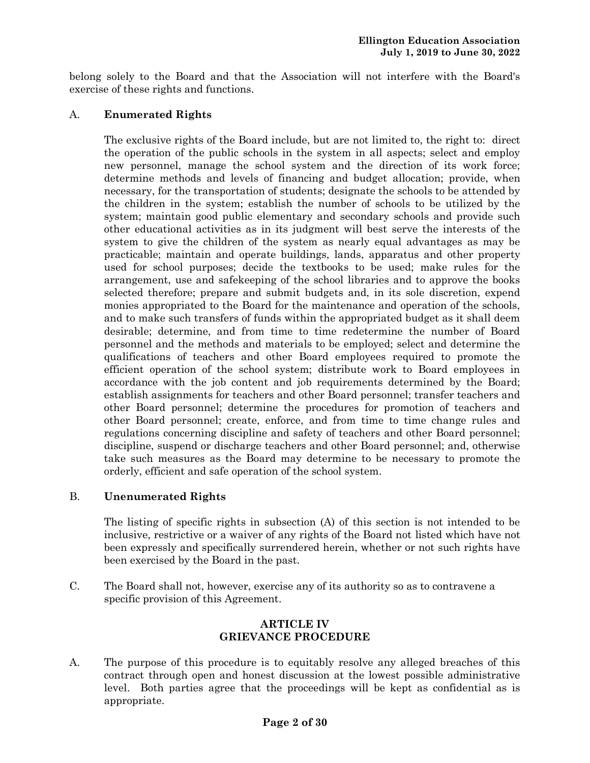belong solely to the Board and that the Association will not interfere with the Board's exercise of these rights and functions.

A. **Enumerated Rights**

The exclusive rights of the Board include, but are not limited to, the right to: direct the operation of the public schools in the system in all aspects; select and employ new personnel, manage the school system and the direction of its work force; determine methods and levels of financing and budget allocation; provide, when necessary, for the transportation of students; designate the schools to be attended by the children in the system; establish the number of schools to be utilized by the system; maintain good public elementary and secondary schools and provide such other educational activities as in its judgment will best serve the interests of the system to give the children of the system as nearly equal advantages as may be practicable; maintain and operate buildings, lands, apparatus and other property used for school purposes; decide the textbooks to be used; make rules for the arrangement, use and safekeeping of the school libraries and to approve the books selected therefore; prepare and submit budgets and, in its sole discretion, expend monies appropriated to the Board for the maintenance and operation of the schools, and to make such transfers of funds within the appropriated budget as it shall deem desirable; determine, and from time to time redetermine the number of Board personnel and the methods and materials to be employed; select and determine the qualifications of teachers and other Board employees required to promote the efficient operation of the school system; distribute work to Board employees in accordance with the job content and job requirements determined by the Board; establish assignments for teachers and other Board personnel; transfer teachers and other Board personnel; determine the procedures for promotion of teachers and other Board personnel; create, enforce, and from time to time change rules and regulations concerning discipline and safety of teachers and other Board personnel; discipline, suspend or discharge teachers and other Board personnel; and, otherwise take such measures as the Board may determine to be necessary to promote the orderly, efficient and safe operation of the school system.

B. **Unenumerated Rights**

The listing of specific rights in subsection (A) of this section is not intended to be inclusive, restrictive or a waiver of any rights of the Board not listed which have not been expressly and specifically surrendered herein, whether or not such rights have been exercised by the Board in the past.

C. The Board shall not, however, exercise any of its authority so as to contravene a specific provision of this Agreement.

## ARTICLE IV
## GRIEVANCE PROCEDURE

A. The purpose of this procedure is to equitably resolve any alleged breaches of this contract through open and honest discussion at the lowest possible administrative level. Both parties agree that the proceedings will be kept as confidential as is appropriate.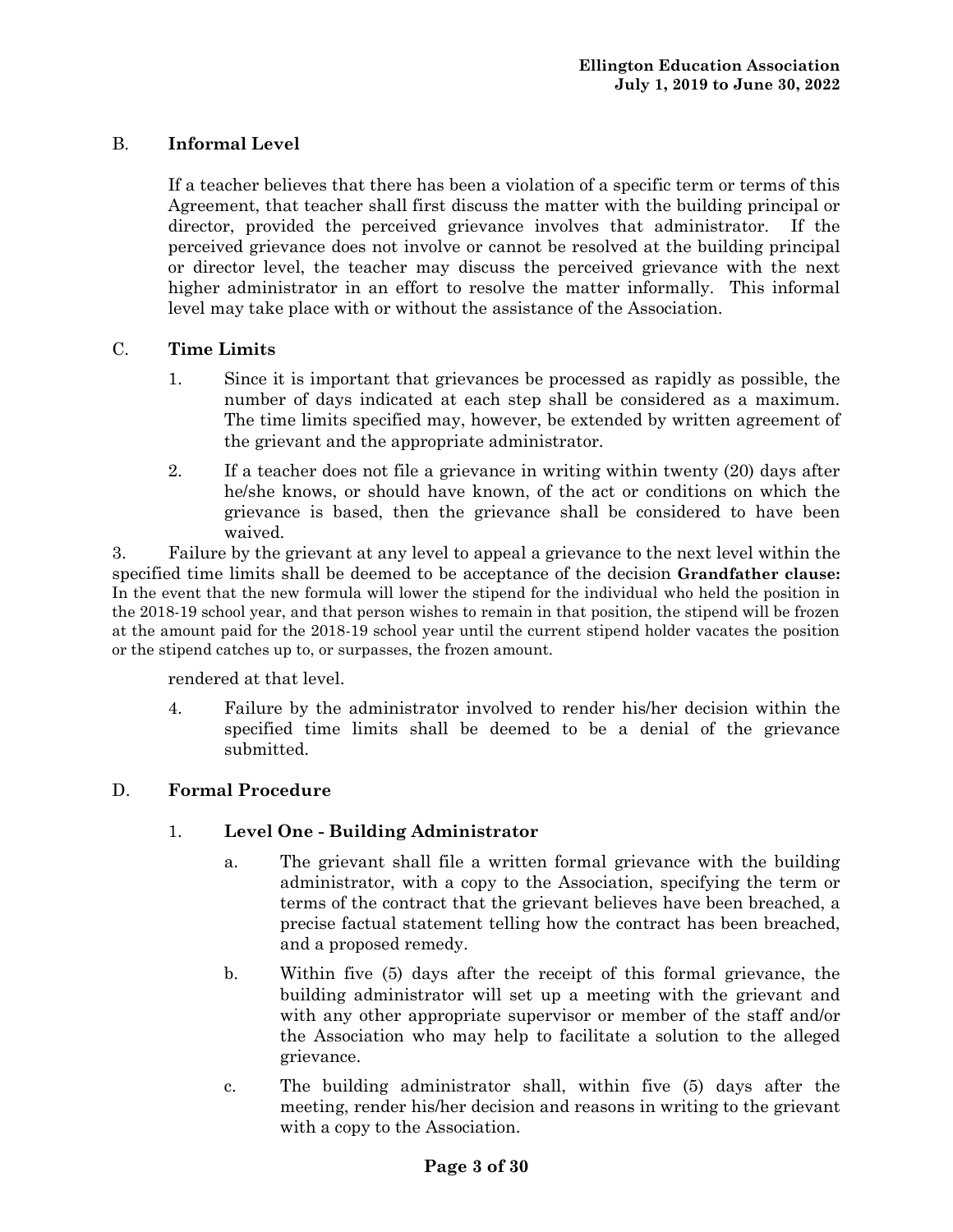B. **Informal Level**

If a teacher believes that there has been a violation of a specific term or terms of this Agreement, that teacher shall first discuss the matter with the building principal or director, provided the perceived grievance involves that administrator. If the perceived grievance does not involve or cannot be resolved at the building principal or director level, the teacher may discuss the perceived grievance with the next higher administrator in an effort to resolve the matter informally. This informal level may take place with or without the assistance of the Association.

C. **Time Limits**

1. Since it is important that grievances be processed as rapidly as possible, the number of days indicated at each step shall be considered as a maximum. The time limits specified may, however, be extended by written agreement of the grievant and the appropriate administrator.

2. If a teacher does not file a grievance in writing within twenty (20) days after he/she knows, or should have known, of the act or conditions on which the grievance is based, then the grievance shall be considered to have been waived.

3. Failure by the grievant at any level to appeal a grievance to the next level within the specified time limits shall be deemed to be acceptance of the decision **Grandfather clause:** In the event that the new formula will lower the stipend for the individual who held the position in the 2018-19 school year, and that person wishes to remain in that position, the stipend will be frozen at the amount paid for the 2018-19 school year until the current stipend holder vacates the position or the stipend catches up to, or surpasses, the frozen amount.

rendered at that level.

4. Failure by the administrator involved to render his/her decision within the specified time limits shall be deemed to be a denial of the grievance submitted.

D. **Formal Procedure**

1. **Level One - Building Administrator**

   a. The grievant shall file a written formal grievance with the building administrator, with a copy to the Association, specifying the term or terms of the contract that the grievant believes have been breached, a precise factual statement telling how the contract has been breached, and a proposed remedy.

   b. Within five (5) days after the receipt of this formal grievance, the building administrator will set up a meeting with the grievant and with any other appropriate supervisor or member of the staff and/or the Association who may help to facilitate a solution to the alleged grievance.

   c. The building administrator shall, within five (5) days after the meeting, render his/her decision and reasons in writing to the grievant with a copy to the Association.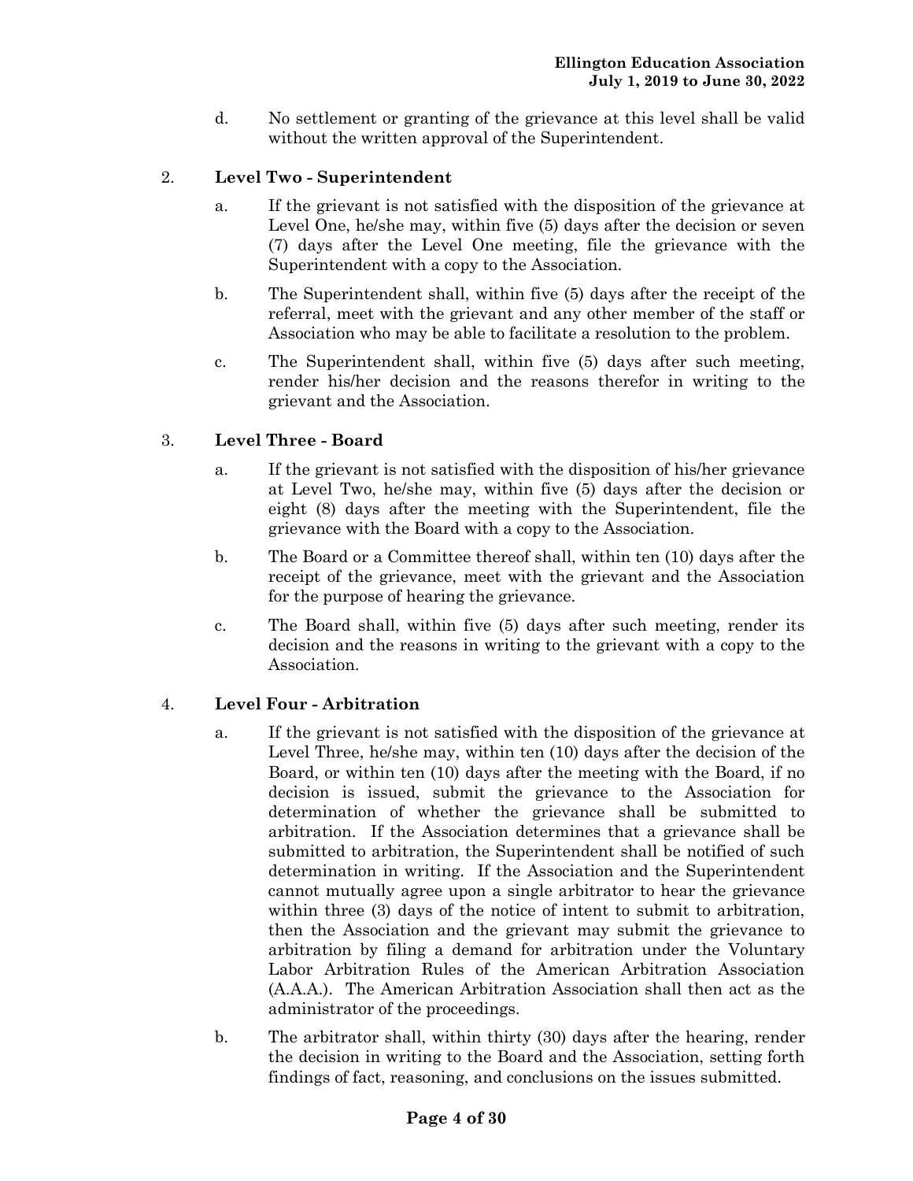d. No settlement or granting of the grievance at this level shall be valid without the written approval of the Superintendent.

2. **Level Two - Superintendent**

   a. If the grievant is not satisfied with the disposition of the grievance at Level One, he/she may, within five (5) days after the decision or seven (7) days after the Level One meeting, file the grievance with the Superintendent with a copy to the Association.

   b. The Superintendent shall, within five (5) days after the receipt of the referral, meet with the grievant and any other member of the staff or Association who may be able to facilitate a resolution to the problem.

   c. The Superintendent shall, within five (5) days after such meeting, render his/her decision and the reasons therefor in writing to the grievant and the Association.

3. **Level Three - Board**

   a. If the grievant is not satisfied with the disposition of his/her grievance at Level Two, he/she may, within five (5) days after the decision or eight (8) days after the meeting with the Superintendent, file the grievance with the Board with a copy to the Association.

   b. The Board or a Committee thereof shall, within ten (10) days after the receipt of the grievance, meet with the grievant and the Association for the purpose of hearing the grievance.

   c. The Board shall, within five (5) days after such meeting, render its decision and the reasons in writing to the grievant with a copy to the Association.

4. **Level Four - Arbitration**

   a. If the grievant is not satisfied with the disposition of the grievance at Level Three, he/she may, within ten (10) days after the decision of the Board, or within ten (10) days after the meeting with the Board, if no decision is issued, submit the grievance to the Association for determination of whether the grievance shall be submitted to arbitration. If the Association determines that a grievance shall be submitted to arbitration, the Superintendent shall be notified of such determination in writing. If the Association and the Superintendent cannot mutually agree upon a single arbitrator to hear the grievance within three (3) days of the notice of intent to submit to arbitration, then the Association and the grievant may submit the grievance to arbitration by filing a demand for arbitration under the Voluntary Labor Arbitration Rules of the American Arbitration Association (A.A.A.). The American Arbitration Association shall then act as the administrator of the proceedings.

   b. The arbitrator shall, within thirty (30) days after the hearing, render the decision in writing to the Board and the Association, setting forth findings of fact, reasoning, and conclusions on the issues submitted.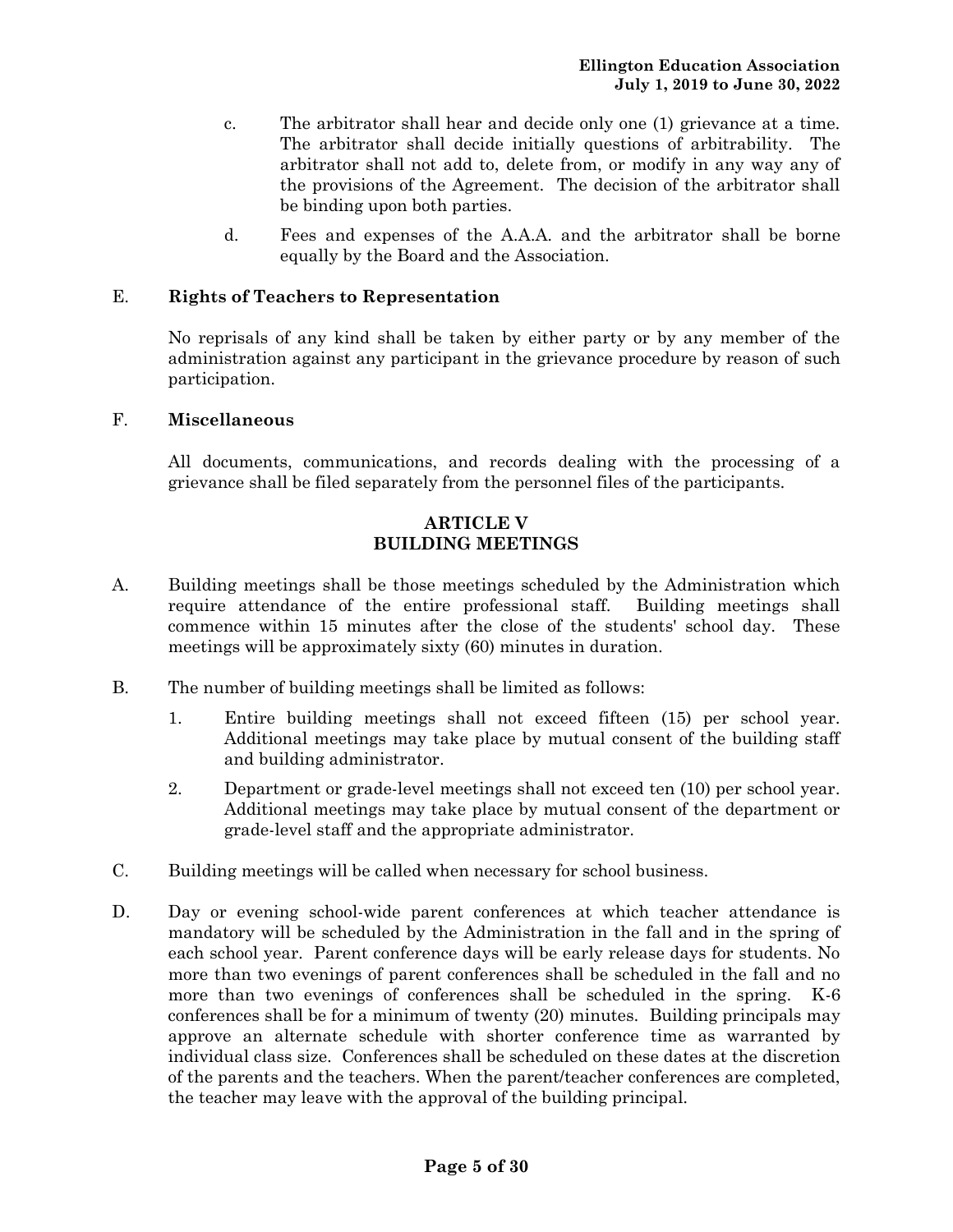c. The arbitrator shall hear and decide only one (1) grievance at a time. The arbitrator shall decide initially questions of arbitrability. The arbitrator shall not add to, delete from, or modify in any way any of the provisions of the Agreement. The decision of the arbitrator shall be binding upon both parties.

d. Fees and expenses of the A.A.A. and the arbitrator shall be borne equally by the Board and the Association.

E. **Rights of Teachers to Representation**

No reprisals of any kind shall be taken by either party or by any member of the administration against any participant in the grievance procedure by reason of such participation.

F. **Miscellaneous**

All documents, communications, and records dealing with the processing of a grievance shall be filed separately from the personnel files of the participants.

## ARTICLE V
## BUILDING MEETINGS

A. Building meetings shall be those meetings scheduled by the Administration which require attendance of the entire professional staff. Building meetings shall commence within 15 minutes after the close of the students' school day. These meetings will be approximately sixty (60) minutes in duration.

B. The number of building meetings shall be limited as follows:

1. Entire building meetings shall not exceed fifteen (15) per school year. Additional meetings may take place by mutual consent of the building staff and building administrator.

2. Department or grade-level meetings shall not exceed ten (10) per school year. Additional meetings may take place by mutual consent of the department or grade-level staff and the appropriate administrator.

C. Building meetings will be called when necessary for school business.

D. Day or evening school-wide parent conferences at which teacher attendance is mandatory will be scheduled by the Administration in the fall and in the spring of each school year. Parent conference days will be early release days for students. No more than two evenings of parent conferences shall be scheduled in the fall and no more than two evenings of conferences shall be scheduled in the spring. K-6 conferences shall be for a minimum of twenty (20) minutes. Building principals may approve an alternate schedule with shorter conference time as warranted by individual class size. Conferences shall be scheduled on these dates at the discretion of the parents and the teachers. When the parent/teacher conferences are completed, the teacher may leave with the approval of the building principal.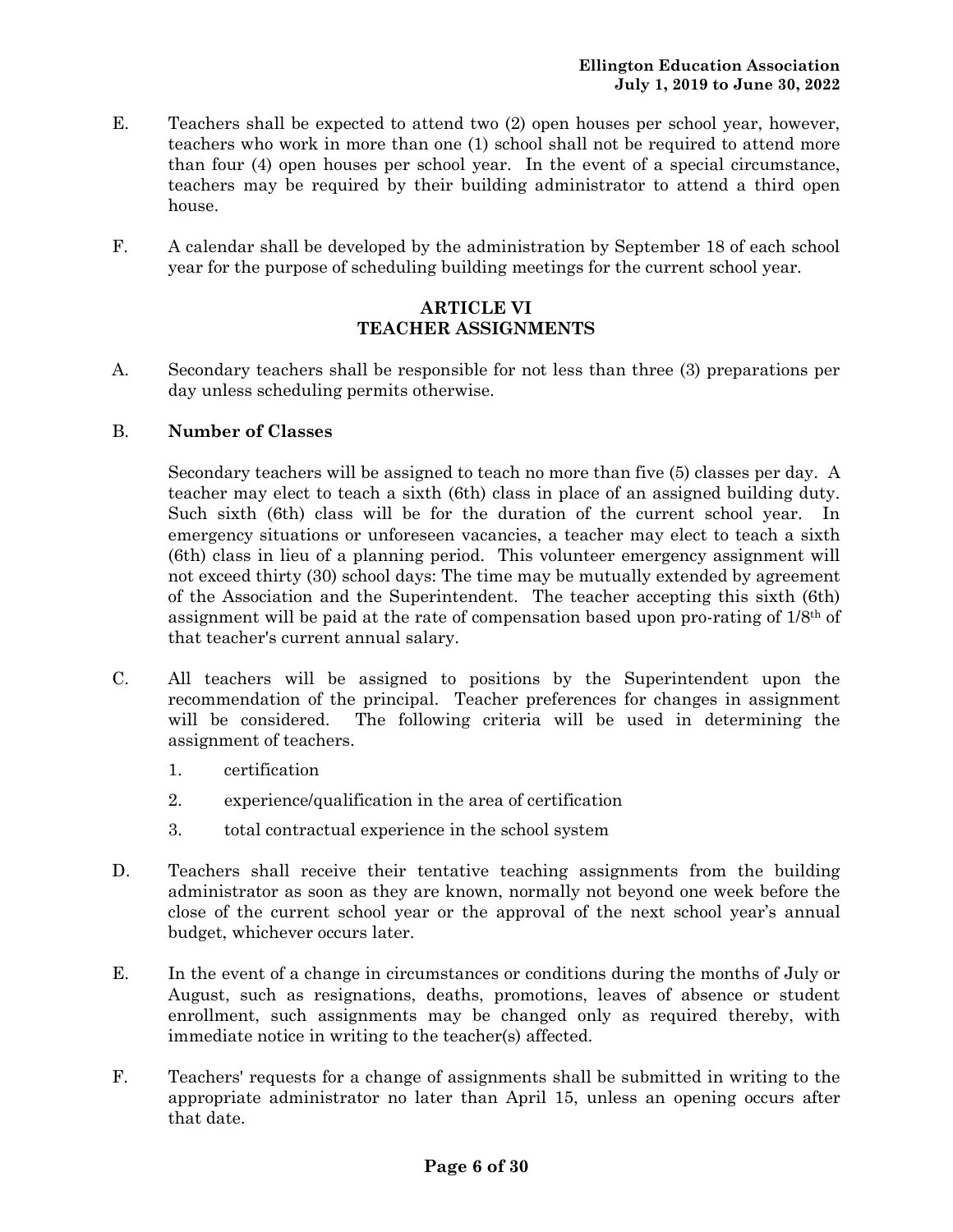E. Teachers shall be expected to attend two (2) open houses per school year, however, teachers who work in more than one (1) school shall not be required to attend more than four (4) open houses per school year. In the event of a special circumstance, teachers may be required by their building administrator to attend a third open house.

F. A calendar shall be developed by the administration by September 18 of each school year for the purpose of scheduling building meetings for the current school year.

## ARTICLE VI
## TEACHER ASSIGNMENTS

A. Secondary teachers shall be responsible for not less than three (3) preparations per day unless scheduling permits otherwise.

B. **Number of Classes**

Secondary teachers will be assigned to teach no more than five (5) classes per day. A teacher may elect to teach a sixth (6th) class in place of an assigned building duty. Such sixth (6th) class will be for the duration of the current school year. In emergency situations or unforeseen vacancies, a teacher may elect to teach a sixth (6th) class in lieu of a planning period. This volunteer emergency assignment will not exceed thirty (30) school days: The time may be mutually extended by agreement of the Association and the Superintendent. The teacher accepting this sixth (6th) assignment will be paid at the rate of compensation based upon pro-rating of 1/8th of that teacher's current annual salary.

C. All teachers will be assigned to positions by the Superintendent upon the recommendation of the principal. Teacher preferences for changes in assignment will be considered. The following criteria will be used in determining the assignment of teachers.

1. certification
2. experience/qualification in the area of certification
3. total contractual experience in the school system

D. Teachers shall receive their tentative teaching assignments from the building administrator as soon as they are known, normally not beyond one week before the close of the current school year or the approval of the next school year's annual budget, whichever occurs later.

E. In the event of a change in circumstances or conditions during the months of July or August, such as resignations, deaths, promotions, leaves of absence or student enrollment, such assignments may be changed only as required thereby, with immediate notice in writing to the teacher(s) affected.

F. Teachers' requests for a change of assignments shall be submitted in writing to the appropriate administrator no later than April 15, unless an opening occurs after that date.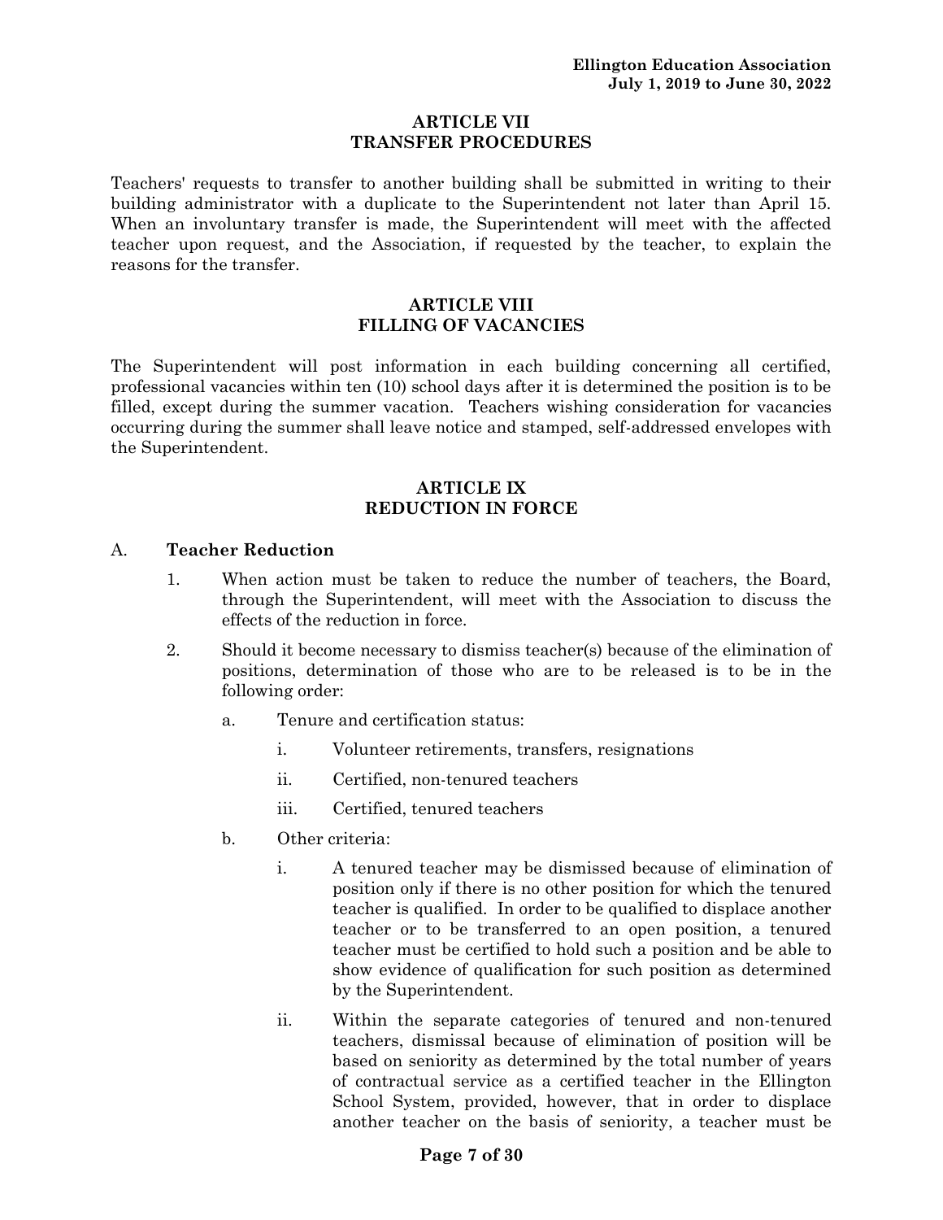## ARTICLE VII
## TRANSFER PROCEDURES

Teachers' requests to transfer to another building shall be submitted in writing to their building administrator with a duplicate to the Superintendent not later than April 15. When an involuntary transfer is made, the Superintendent will meet with the affected teacher upon request, and the Association, if requested by the teacher, to explain the reasons for the transfer.

## ARTICLE VIII
## FILLING OF VACANCIES

The Superintendent will post information in each building concerning all certified, professional vacancies within ten (10) school days after it is determined the position is to be filled, except during the summer vacation. Teachers wishing consideration for vacancies occurring during the summer shall leave notice and stamped, self-addressed envelopes with the Superintendent.

## ARTICLE IX
## REDUCTION IN FORCE

A. **Teacher Reduction**

1. When action must be taken to reduce the number of teachers, the Board, through the Superintendent, will meet with the Association to discuss the effects of the reduction in force.

2. Should it become necessary to dismiss teacher(s) because of the elimination of positions, determination of those who are to be released is to be in the following order:

   a. Tenure and certification status:

      i. Volunteer retirements, transfers, resignations

      ii. Certified, non-tenured teachers

      iii. Certified, tenured teachers

   b. Other criteria:

      i. A tenured teacher may be dismissed because of elimination of position only if there is no other position for which the tenured teacher is qualified. In order to be qualified to displace another teacher or to be transferred to an open position, a tenured teacher must be certified to hold such a position and be able to show evidence of qualification for such position as determined by the Superintendent.

      ii. Within the separate categories of tenured and non-tenured teachers, dismissal because of elimination of position will be based on seniority as determined by the total number of years of contractual service as a certified teacher in the Ellington School System, provided, however, that in order to displace another teacher on the basis of seniority, a teacher must be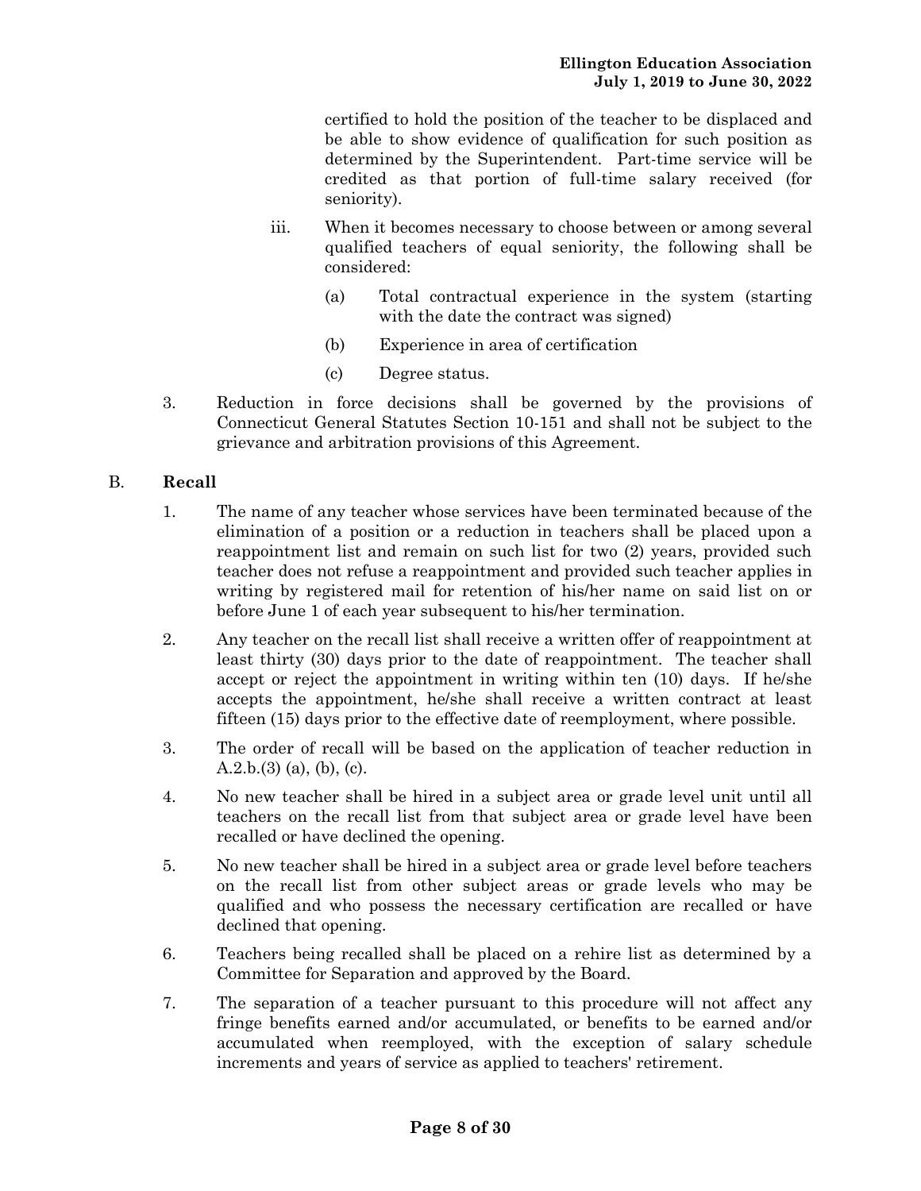certified to hold the position of the teacher to be displaced and be able to show evidence of qualification for such position as determined by the Superintendent. Part-time service will be credited as that portion of full-time salary received (for seniority).

iii. When it becomes necessary to choose between or among several qualified teachers of equal seniority, the following shall be considered:

(a) Total contractual experience in the system (starting with the date the contract was signed)

(b) Experience in area of certification

(c) Degree status.

3. Reduction in force decisions shall be governed by the provisions of Connecticut General Statutes Section 10-151 and shall not be subject to the grievance and arbitration provisions of this Agreement.

B. **Recall**

1. The name of any teacher whose services have been terminated because of the elimination of a position or a reduction in teachers shall be placed upon a reappointment list and remain on such list for two (2) years, provided such teacher does not refuse a reappointment and provided such teacher applies in writing by registered mail for retention of his/her name on said list on or before June 1 of each year subsequent to his/her termination.

2. Any teacher on the recall list shall receive a written offer of reappointment at least thirty (30) days prior to the date of reappointment. The teacher shall accept or reject the appointment in writing within ten (10) days. If he/she accepts the appointment, he/she shall receive a written contract at least fifteen (15) days prior to the effective date of reemployment, where possible.

3. The order of recall will be based on the application of teacher reduction in A.2.b.(3) (a), (b), (c).

4. No new teacher shall be hired in a subject area or grade level unit until all teachers on the recall list from that subject area or grade level have been recalled or have declined the opening.

5. No new teacher shall be hired in a subject area or grade level before teachers on the recall list from other subject areas or grade levels who may be qualified and who possess the necessary certification are recalled or have declined that opening.

6. Teachers being recalled shall be placed on a rehire list as determined by a Committee for Separation and approved by the Board.

7. The separation of a teacher pursuant to this procedure will not affect any fringe benefits earned and/or accumulated, or benefits to be earned and/or accumulated when reemployed, with the exception of salary schedule increments and years of service as applied to teachers' retirement.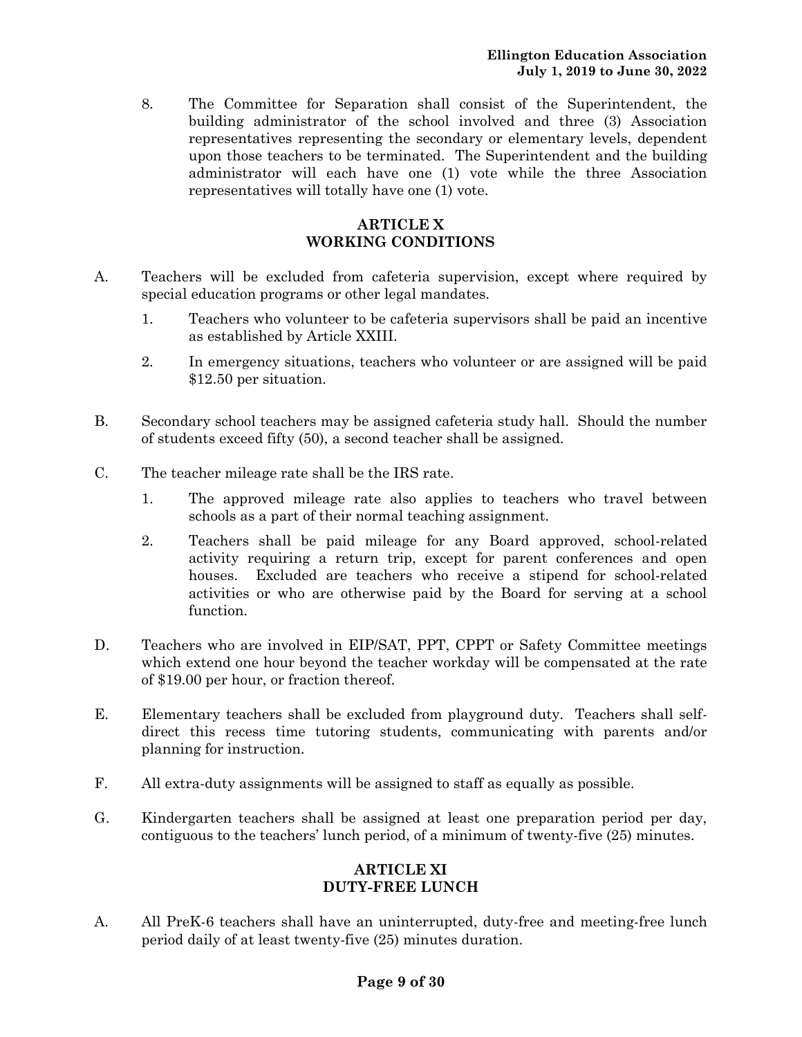8. The Committee for Separation shall consist of the Superintendent, the building administrator of the school involved and three (3) Association representatives representing the secondary or elementary levels, dependent upon those teachers to be terminated. The Superintendent and the building administrator will each have one (1) vote while the three Association representatives will totally have one (1) vote.

## ARTICLE X
## WORKING CONDITIONS

A. Teachers will be excluded from cafeteria supervision, except where required by special education programs or other legal mandates.

   1. Teachers who volunteer to be cafeteria supervisors shall be paid an incentive as established by Article XXIII.

   2. In emergency situations, teachers who volunteer or are assigned will be paid $12.50 per situation.

B. Secondary school teachers may be assigned cafeteria study hall. Should the number of students exceed fifty (50), a second teacher shall be assigned.

C. The teacher mileage rate shall be the IRS rate.

   1. The approved mileage rate also applies to teachers who travel between schools as a part of their normal teaching assignment.

   2. Teachers shall be paid mileage for any Board approved, school-related activity requiring a return trip, except for parent conferences and open houses. Excluded are teachers who receive a stipend for school-related activities or who are otherwise paid by the Board for serving at a school function.

D. Teachers who are involved in EIP/SAT, PPT, CPPT or Safety Committee meetings which extend one hour beyond the teacher workday will be compensated at the rate of $19.00 per hour, or fraction thereof.

E. Elementary teachers shall be excluded from playground duty. Teachers shall self-direct this recess time tutoring students, communicating with parents and/or planning for instruction.

F. All extra-duty assignments will be assigned to staff as equally as possible.

G. Kindergarten teachers shall be assigned at least one preparation period per day, contiguous to the teachers' lunch period, of a minimum of twenty-five (25) minutes.

## ARTICLE XI
## DUTY-FREE LUNCH

A. All PreK-6 teachers shall have an uninterrupted, duty-free and meeting-free lunch period daily of at least twenty-five (25) minutes duration.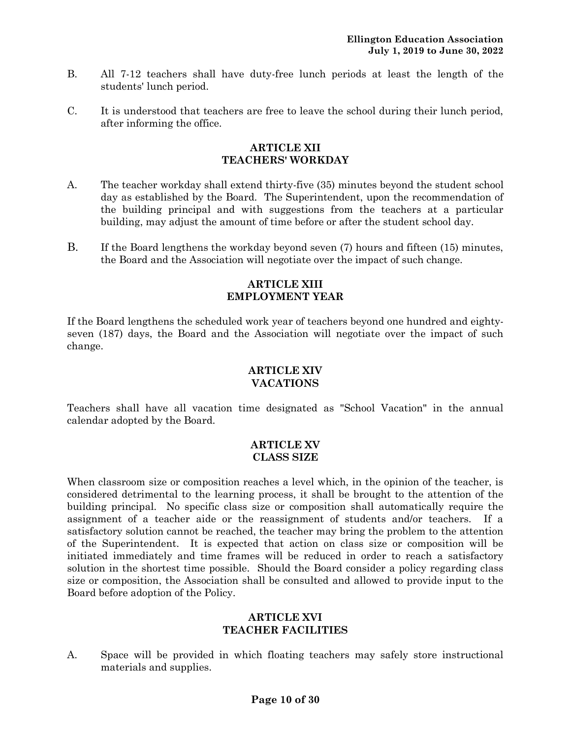B. All 7-12 teachers shall have duty-free lunch periods at least the length of the students' lunch period.

C. It is understood that teachers are free to leave the school during their lunch period, after informing the office.

## ARTICLE XII
## TEACHERS' WORKDAY

A. The teacher workday shall extend thirty-five (35) minutes beyond the student school day as established by the Board. The Superintendent, upon the recommendation of the building principal and with suggestions from the teachers at a particular building, may adjust the amount of time before or after the student school day.

B. If the Board lengthens the workday beyond seven (7) hours and fifteen (15) minutes, the Board and the Association will negotiate over the impact of such change.

## ARTICLE XIII
## EMPLOYMENT YEAR

If the Board lengthens the scheduled work year of teachers beyond one hundred and eighty-seven (187) days, the Board and the Association will negotiate over the impact of such change.

## ARTICLE XIV
## VACATIONS

Teachers shall have all vacation time designated as "School Vacation" in the annual calendar adopted by the Board.

## ARTICLE XV
## CLASS SIZE

When classroom size or composition reaches a level which, in the opinion of the teacher, is considered detrimental to the learning process, it shall be brought to the attention of the building principal. No specific class size or composition shall automatically require the assignment of a teacher aide or the reassignment of students and/or teachers. If a satisfactory solution cannot be reached, the teacher may bring the problem to the attention of the Superintendent. It is expected that action on class size or composition will be initiated immediately and time frames will be reduced in order to reach a satisfactory solution in the shortest time possible. Should the Board consider a policy regarding class size or composition, the Association shall be consulted and allowed to provide input to the Board before adoption of the Policy.

## ARTICLE XVI
## TEACHER FACILITIES

A. Space will be provided in which floating teachers may safely store instructional materials and supplies.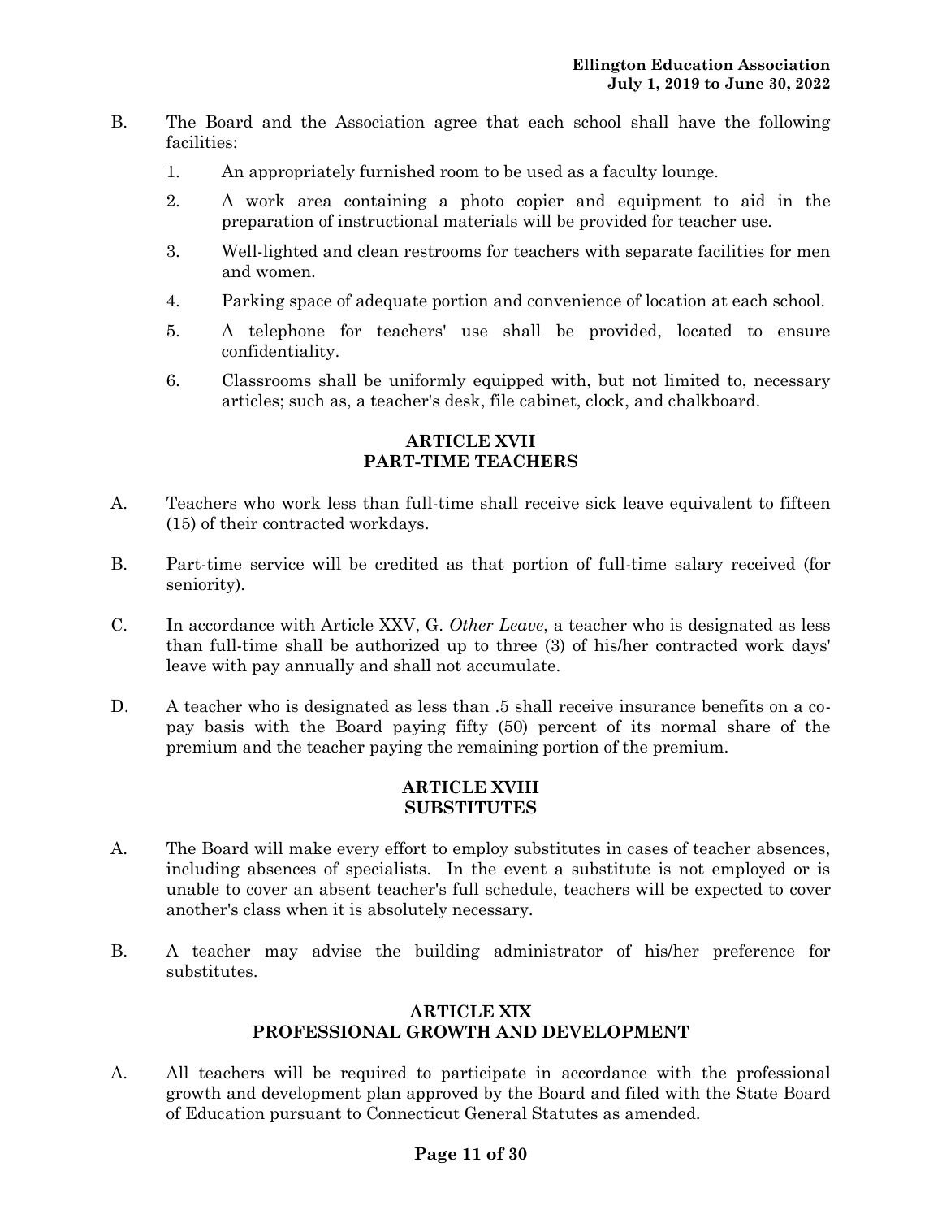B. The Board and the Association agree that each school shall have the following facilities:

1. An appropriately furnished room to be used as a faculty lounge.
2. A work area containing a photo copier and equipment to aid in the preparation of instructional materials will be provided for teacher use.
3. Well-lighted and clean restrooms for teachers with separate facilities for men and women.
4. Parking space of adequate portion and convenience of location at each school.
5. A telephone for teachers' use shall be provided, located to ensure confidentiality.
6. Classrooms shall be uniformly equipped with, but not limited to, necessary articles; such as, a teacher's desk, file cabinet, clock, and chalkboard.

## ARTICLE XVII PART-TIME TEACHERS

A. Teachers who work less than full-time shall receive sick leave equivalent to fifteen (15) of their contracted workdays.

B. Part-time service will be credited as that portion of full-time salary received (for seniority).

C. In accordance with Article XXV, G. *Other Leave*, a teacher who is designated as less than full-time shall be authorized up to three (3) of his/her contracted work days' leave with pay annually and shall not accumulate.

D. A teacher who is designated as less than .5 shall receive insurance benefits on a co-pay basis with the Board paying fifty (50) percent of its normal share of the premium and the teacher paying the remaining portion of the premium.

## ARTICLE XVIII SUBSTITUTES

A. The Board will make every effort to employ substitutes in cases of teacher absences, including absences of specialists. In the event a substitute is not employed or is unable to cover an absent teacher's full schedule, teachers will be expected to cover another's class when it is absolutely necessary.

B. A teacher may advise the building administrator of his/her preference for substitutes.

## ARTICLE XIX PROFESSIONAL GROWTH AND DEVELOPMENT

A. All teachers will be required to participate in accordance with the professional growth and development plan approved by the Board and filed with the State Board of Education pursuant to Connecticut General Statutes as amended.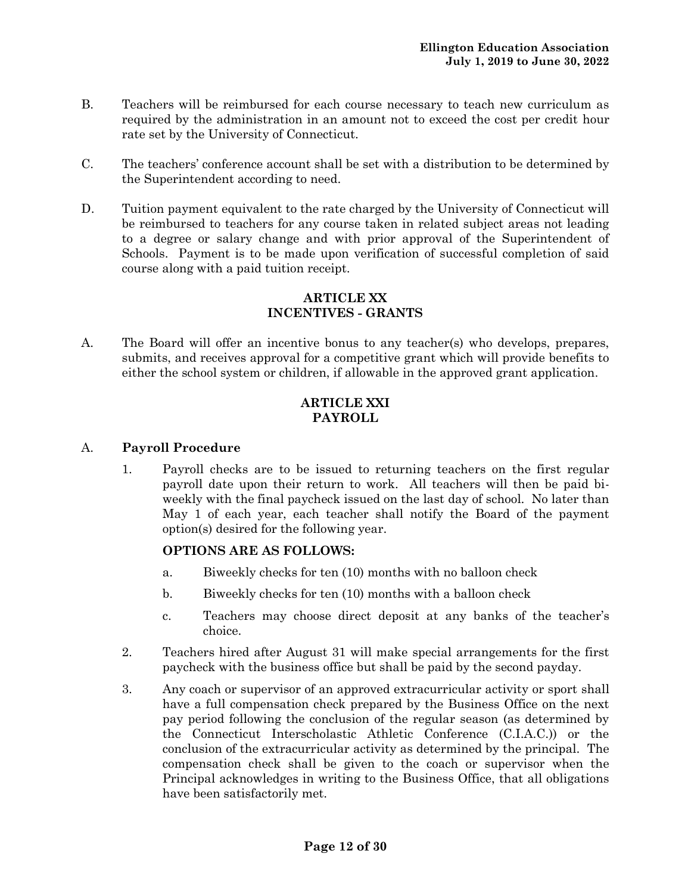B. Teachers will be reimbursed for each course necessary to teach new curriculum as required by the administration in an amount not to exceed the cost per credit hour rate set by the University of Connecticut.

C. The teachers' conference account shall be set with a distribution to be determined by the Superintendent according to need.

D. Tuition payment equivalent to the rate charged by the University of Connecticut will be reimbursed to teachers for any course taken in related subject areas not leading to a degree or salary change and with prior approval of the Superintendent of Schools. Payment is to be made upon verification of successful completion of said course along with a paid tuition receipt.

## ARTICLE XX
## INCENTIVES - GRANTS

A. The Board will offer an incentive bonus to any teacher(s) who develops, prepares, submits, and receives approval for a competitive grant which will provide benefits to either the school system or children, if allowable in the approved grant application.

## ARTICLE XXI
## PAYROLL

A. **Payroll Procedure**

1. Payroll checks are to be issued to returning teachers on the first regular payroll date upon their return to work. All teachers will then be paid bi-weekly with the final paycheck issued on the last day of school. No later than May 1 of each year, each teacher shall notify the Board of the payment option(s) desired for the following year.

   **OPTIONS ARE AS FOLLOWS:**

   a. Biweekly checks for ten (10) months with no balloon check

   b. Biweekly checks for ten (10) months with a balloon check

   c. Teachers may choose direct deposit at any banks of the teacher's choice.

2. Teachers hired after August 31 will make special arrangements for the first paycheck with the business office but shall be paid by the second payday.

3. Any coach or supervisor of an approved extracurricular activity or sport shall have a full compensation check prepared by the Business Office on the next pay period following the conclusion of the regular season (as determined by the Connecticut Interscholastic Athletic Conference (C.I.A.C.)) or the conclusion of the extracurricular activity as determined by the principal. The compensation check shall be given to the coach or supervisor when the Principal acknowledges in writing to the Business Office, that all obligations have been satisfactorily met.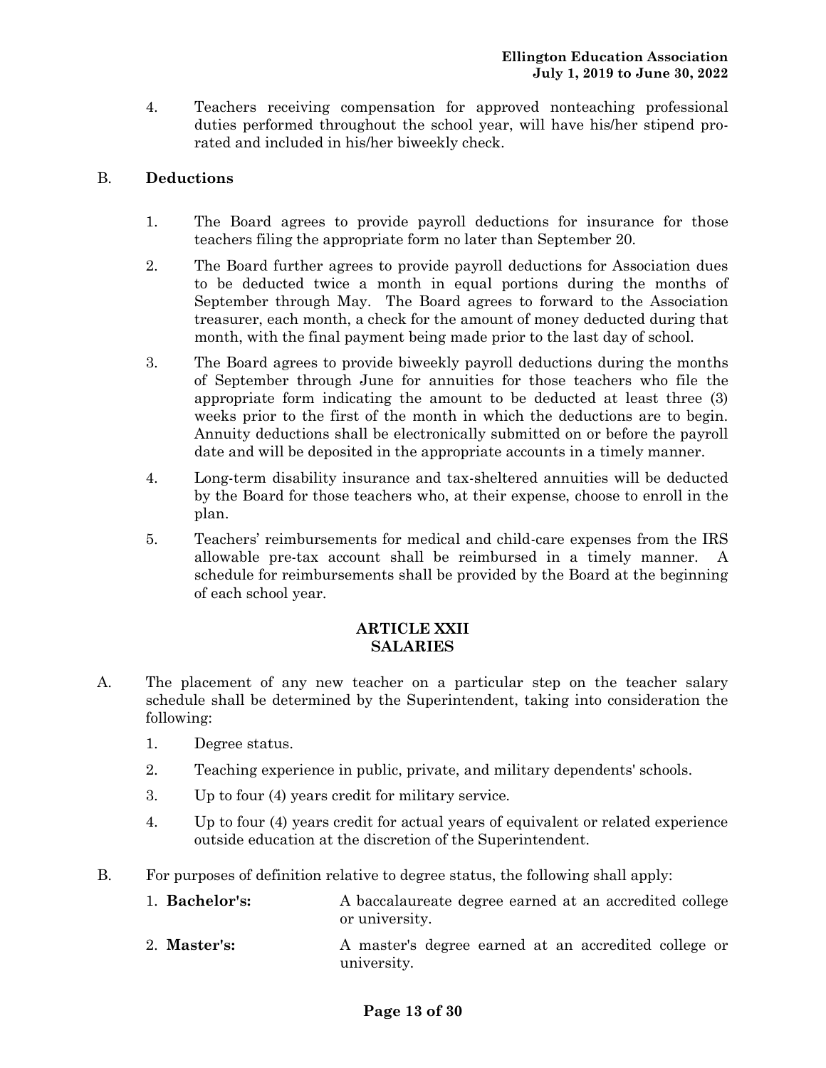4. Teachers receiving compensation for approved nonteaching professional duties performed throughout the school year, will have his/her stipend pro-rated and included in his/her biweekly check.

B. **Deductions**

1. The Board agrees to provide payroll deductions for insurance for those teachers filing the appropriate form no later than September 20.

2. The Board further agrees to provide payroll deductions for Association dues to be deducted twice a month in equal portions during the months of September through May. The Board agrees to forward to the Association treasurer, each month, a check for the amount of money deducted during that month, with the final payment being made prior to the last day of school.

3. The Board agrees to provide biweekly payroll deductions during the months of September through June for annuities for those teachers who file the appropriate form indicating the amount to be deducted at least three (3) weeks prior to the first of the month in which the deductions are to begin. Annuity deductions shall be electronically submitted on or before the payroll date and will be deposited in the appropriate accounts in a timely manner.

4. Long-term disability insurance and tax-sheltered annuities will be deducted by the Board for those teachers who, at their expense, choose to enroll in the plan.

5. Teachers' reimbursements for medical and child-care expenses from the IRS allowable pre-tax account shall be reimbursed in a timely manner. A schedule for reimbursements shall be provided by the Board at the beginning of each school year.

## ARTICLE XXII
## SALARIES

A. The placement of any new teacher on a particular step on the teacher salary schedule shall be determined by the Superintendent, taking into consideration the following:

1. Degree status.
2. Teaching experience in public, private, and military dependents' schools.
3. Up to four (4) years credit for military service.
4. Up to four (4) years credit for actual years of equivalent or related experience outside education at the discretion of the Superintendent.

B. For purposes of definition relative to degree status, the following shall apply:

1. **Bachelor's:** A baccalaureate degree earned at an accredited college or university.
2. **Master's:** A master's degree earned at an accredited college or university.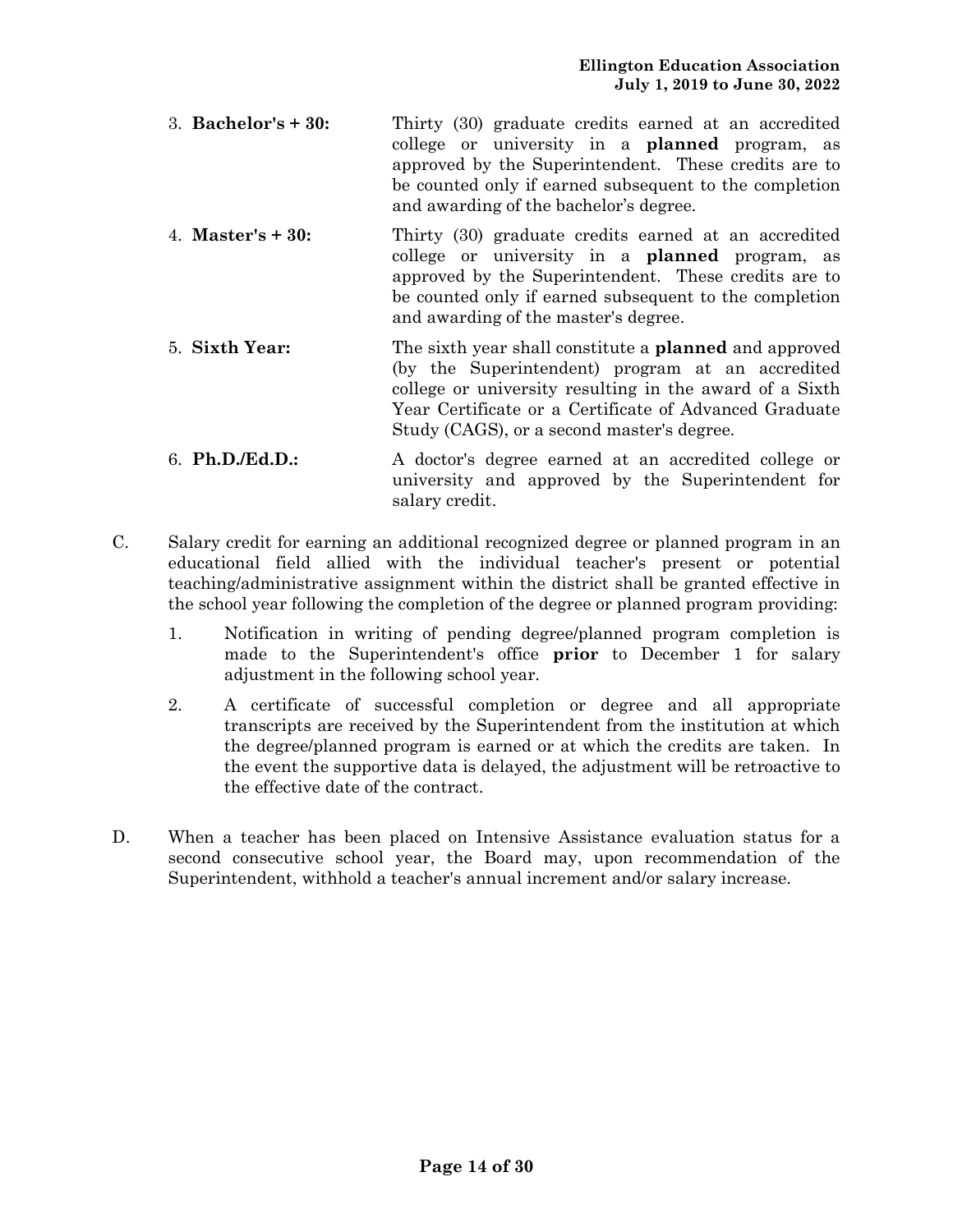3. **Bachelor's + 30:** Thirty (30) graduate credits earned at an accredited college or university in a **planned** program, as approved by the Superintendent. These credits are to be counted only if earned subsequent to the completion and awarding of the bachelor's degree.

4. **Master's + 30:** Thirty (30) graduate credits earned at an accredited college or university in a **planned** program, as approved by the Superintendent. These credits are to be counted only if earned subsequent to the completion and awarding of the master's degree.

5. **Sixth Year:** The sixth year shall constitute a **planned** and approved (by the Superintendent) program at an accredited college or university resulting in the award of a Sixth Year Certificate or a Certificate of Advanced Graduate Study (CAGS), or a second master's degree.

6. **Ph.D./Ed.D.:** A doctor's degree earned at an accredited college or university and approved by the Superintendent for salary credit.

C. Salary credit for earning an additional recognized degree or planned program in an educational field allied with the individual teacher's present or potential teaching/administrative assignment within the district shall be granted effective in the school year following the completion of the degree or planned program providing:

   1. Notification in writing of pending degree/planned program completion is made to the Superintendent's office **prior** to December 1 for salary adjustment in the following school year.

   2. A certificate of successful completion or degree and all appropriate transcripts are received by the Superintendent from the institution at which the degree/planned program is earned or at which the credits are taken. In the event the supportive data is delayed, the adjustment will be retroactive to the effective date of the contract.

D. When a teacher has been placed on Intensive Assistance evaluation status for a second consecutive school year, the Board may, upon recommendation of the Superintendent, withhold a teacher's annual increment and/or salary increase.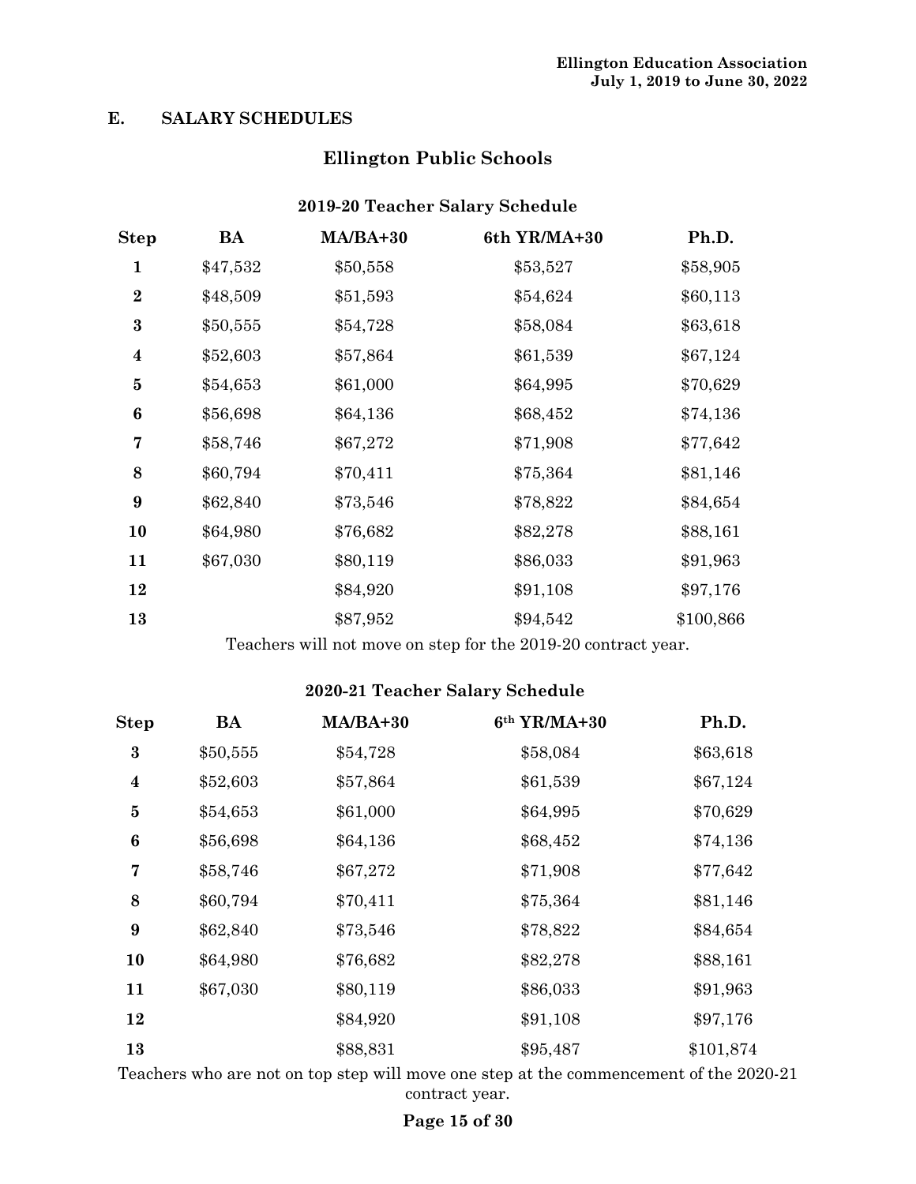## E. SALARY SCHEDULES

### Ellington Public Schools

#### 2019-20 Teacher Salary Schedule

| Step | BA | MA/BA+30 | 6th YR/MA+30 | Ph.D. |
|---|---|---|---|---|
| 1 | $47,532 | $50,558 | $53,527 | $58,905 |
| 2 | $48,509 | $51,593 | $54,624 | $60,113 |
| 3 | $50,555 | $54,728 | $58,084 | $63,618 |
| 4 | $52,603 | $57,864 | $61,539 | $67,124 |
| 5 | $54,653 | $61,000 | $64,995 | $70,629 |
| 6 | $56,698 | $64,136 | $68,452 | $74,136 |
| 7 | $58,746 | $67,272 | $71,908 | $77,642 |
| 8 | $60,794 | $70,411 | $75,364 | $81,146 |
| 9 | $62,840 | $73,546 | $78,822 | $84,654 |
| 10 | $64,980 | $76,682 | $82,278 | $88,161 |
| 11 | $67,030 | $80,119 | $86,033 | $91,963 |
| 12 | | $84,920 | $91,108 | $97,176 |
| 13 | | $87,952 | $94,542 | $100,866 |

Teachers will not move on step for the 2019-20 contract year.

#### 2020-21 Teacher Salary Schedule

| Step | BA | MA/BA+30 | 6th YR/MA+30 | Ph.D. |
|---|---|---|---|---|
| 3 | $50,555 | $54,728 | $58,084 | $63,618 |
| 4 | $52,603 | $57,864 | $61,539 | $67,124 |
| 5 | $54,653 | $61,000 | $64,995 | $70,629 |
| 6 | $56,698 | $64,136 | $68,452 | $74,136 |
| 7 | $58,746 | $67,272 | $71,908 | $77,642 |
| 8 | $60,794 | $70,411 | $75,364 | $81,146 |
| 9 | $62,840 | $73,546 | $78,822 | $84,654 |
| 10 | $64,980 | $76,682 | $82,278 | $88,161 |
| 11 | $67,030 | $80,119 | $86,033 | $91,963 |
| 12 | | $84,920 | $91,108 | $97,176 |
| 13 | | $88,831 | $95,487 | $101,874 |

Teachers who are not on top step will move one step at the commencement of the 2020-21 contract year.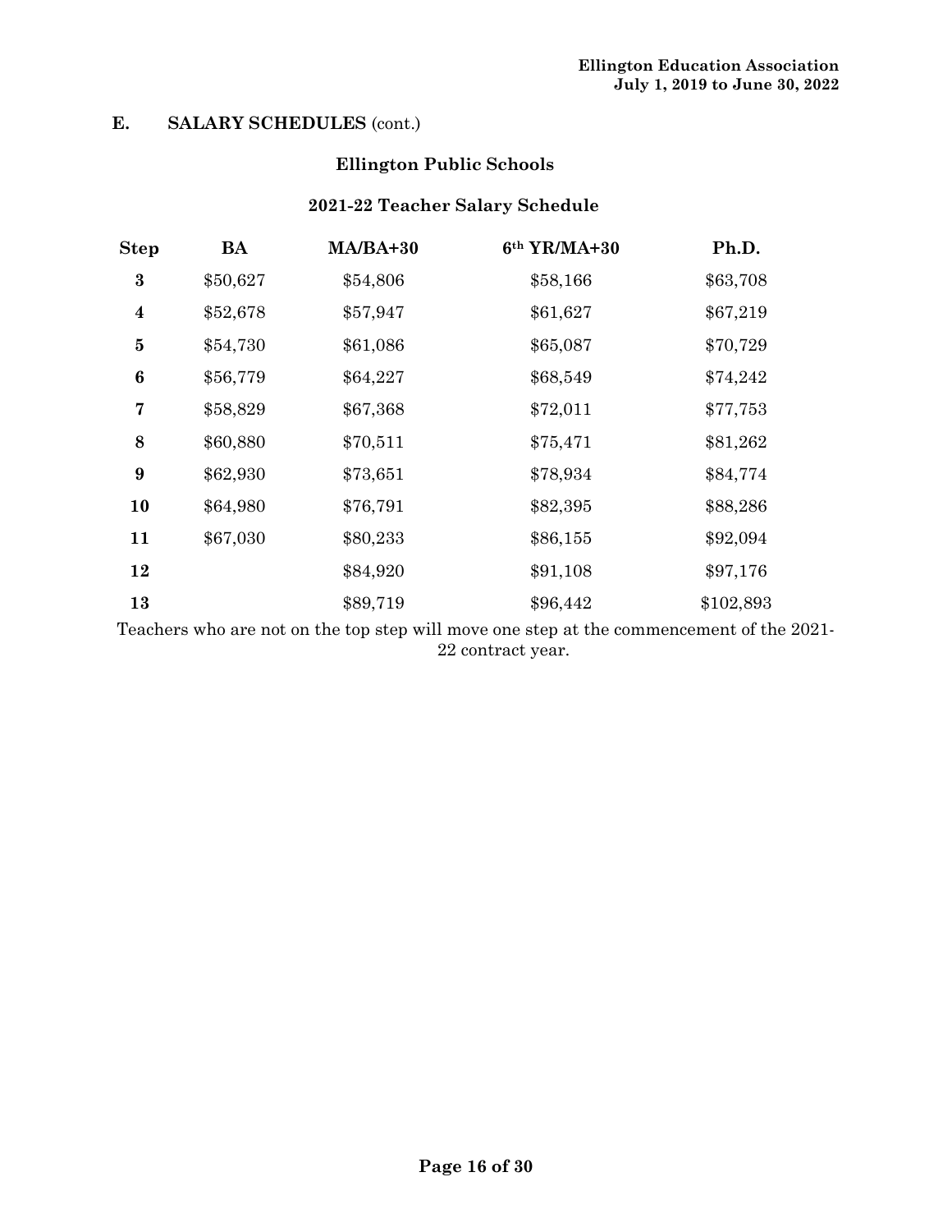## E. SALARY SCHEDULES (cont.)

### Ellington Public Schools

### 2021-22 Teacher Salary Schedule

| Step | BA | MA/BA+30 | 6th YR/MA+30 | Ph.D. |
|---|---|---|---|---|
| 3 | $50,627 | $54,806 | $58,166 | $63,708 |
| 4 | $52,678 | $57,947 | $61,627 | $67,219 |
| 5 | $54,730 | $61,086 | $65,087 | $70,729 |
| 6 | $56,779 | $64,227 | $68,549 | $74,242 |
| 7 | $58,829 | $67,368 | $72,011 | $77,753 |
| 8 | $60,880 | $70,511 | $75,471 | $81,262 |
| 9 | $62,930 | $73,651 | $78,934 | $84,774 |
| 10 | $64,980 | $76,791 | $82,395 | $88,286 |
| 11 | $67,030 | $80,233 | $86,155 | $92,094 |
| 12 | | $84,920 | $91,108 | $97,176 |
| 13 | | $89,719 | $96,442 | $102,893 |

Teachers who are not on the top step will move one step at the commencement of the 2021-22 contract year.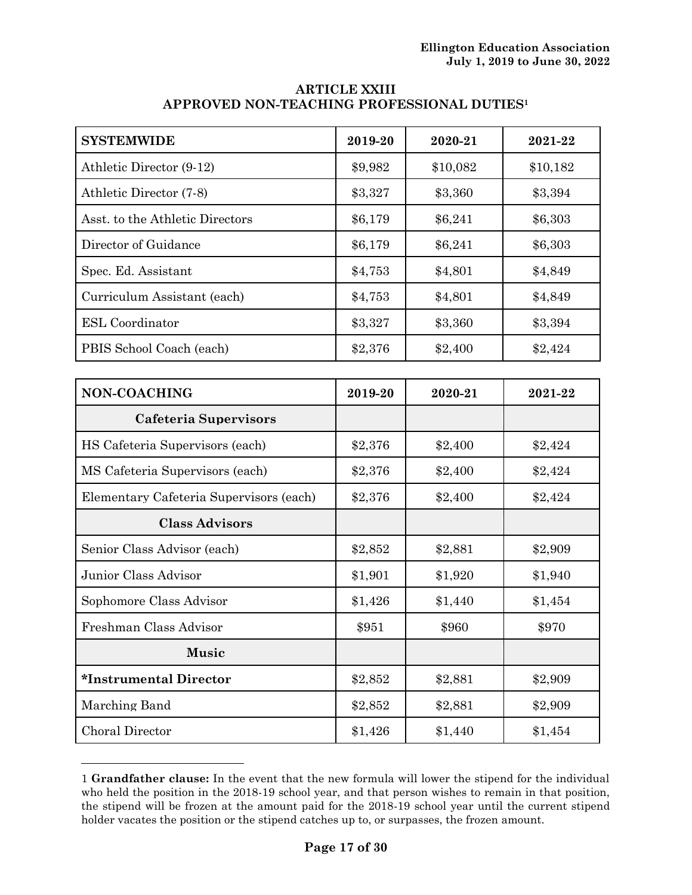## ARTICLE XXIII
## APPROVED NON-TEACHING PROFESSIONAL DUTIES[1]

| SYSTEMWIDE | 2019-20 | 2020-21 | 2021-22 |
|---|---|---|---|
| Athletic Director (9-12) | $9,982 | $10,082 | $10,182 |
| Athletic Director (7-8) | $3,327 | $3,360 | $3,394 |
| Asst. to the Athletic Directors | $6,179 | $6,241 | $6,303 |
| Director of Guidance | $6,179 | $6,241 | $6,303 |
| Spec. Ed. Assistant | $4,753 | $4,801 | $4,849 |
| Curriculum Assistant (each) | $4,753 | $4,801 | $4,849 |
| ESL Coordinator | $3,327 | $3,360 | $3,394 |
| PBIS School Coach (each) | $2,376 | $2,400 | $2,424 |

| NON-COACHING | 2019-20 | 2020-21 | 2021-22 |
|---|---|---|---|
| **Cafeteria Supervisors** | | | |
| HS Cafeteria Supervisors (each) | $2,376 | $2,400 | $2,424 |
| MS Cafeteria Supervisors (each) | $2,376 | $2,400 | $2,424 |
| Elementary Cafeteria Supervisors (each) | $2,376 | $2,400 | $2,424 |
| **Class Advisors** | | | |
| Senior Class Advisor (each) | $2,852 | $2,881 | $2,909 |
| Junior Class Advisor | $1,901 | $1,920 | $1,940 |
| Sophomore Class Advisor | $1,426 | $1,440 | $1,454 |
| Freshman Class Advisor | $951 | $960 | $970 |
| **Music** | | | |
| ***Instrumental Director** | $2,852 | $2,881 | $2,909 |
| Marching Band | $2,852 | $2,881 | $2,909 |
| Choral Director | $1,426 | $1,440 | $1,454 |

---

1 **Grandfather clause:** In the event that the new formula will lower the stipend for the individual who held the position in the 2018-19 school year, and that person wishes to remain in that position, the stipend will be frozen at the amount paid for the 2018-19 school year until the current stipend holder vacates the position or the stipend catches up to, or surpasses, the frozen amount.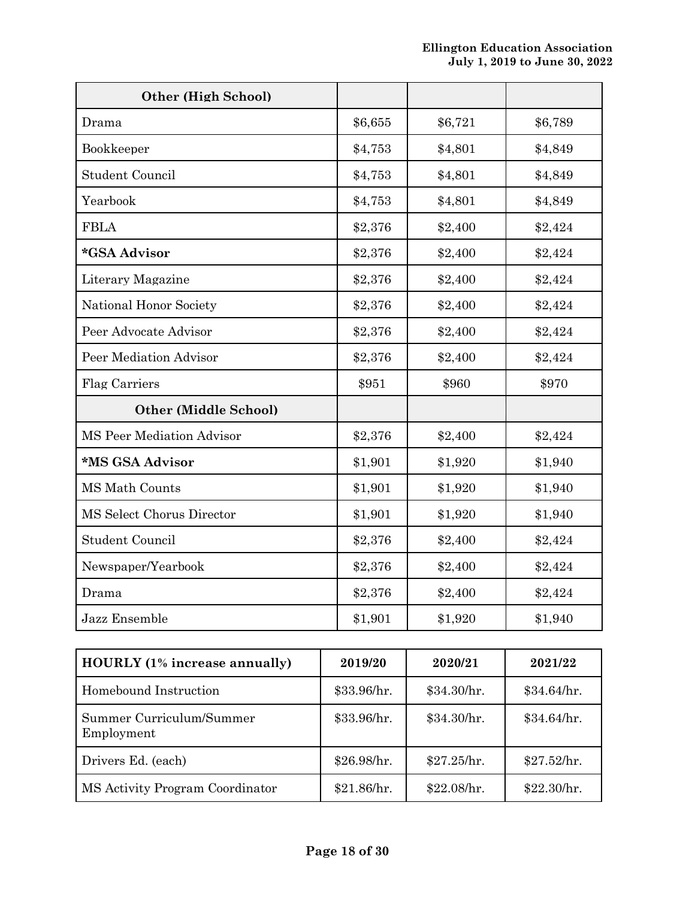| Other (High School) | | | |
|---|---|---|---|
| Drama | $6,655 | $6,721 | $6,789 |
| Bookkeeper | $4,753 | $4,801 | $4,849 |
| Student Council | $4,753 | $4,801 | $4,849 |
| Yearbook | $4,753 | $4,801 | $4,849 |
| FBLA | $2,376 | $2,400 | $2,424 |
| **\*GSA Advisor** | $2,376 | $2,400 | $2,424 |
| Literary Magazine | $2,376 | $2,400 | $2,424 |
| National Honor Society | $2,376 | $2,400 | $2,424 |
| Peer Advocate Advisor | $2,376 | $2,400 | $2,424 |
| Peer Mediation Advisor | $2,376 | $2,400 | $2,424 |
| Flag Carriers | $951 | $960 | $970 |
| **Other (Middle School)** | | | |
| MS Peer Mediation Advisor | $2,376 | $2,400 | $2,424 |
| **\*MS GSA Advisor** | $1,901 | $1,920 | $1,940 |
| MS Math Counts | $1,901 | $1,920 | $1,940 |
| MS Select Chorus Director | $1,901 | $1,920 | $1,940 |
| Student Council | $2,376 | $2,400 | $2,424 |
| Newspaper/Yearbook | $2,376 | $2,400 | $2,424 |
| Drama | $2,376 | $2,400 | $2,424 |
| Jazz Ensemble | $1,901 | $1,920 | $1,940 |

| HOURLY (1% increase annually) | 2019/20 | 2020/21 | 2021/22 |
|---|---|---|---|
| Homebound Instruction | $33.96/hr. | $34.30/hr. | $34.64/hr. |
| Summer Curriculum/Summer Employment | $33.96/hr. | $34.30/hr. | $34.64/hr. |
| Drivers Ed. (each) | $26.98/hr. | $27.25/hr. | $27.52/hr. |
| MS Activity Program Coordinator | $21.86/hr. | $22.08/hr. | $22.30/hr. |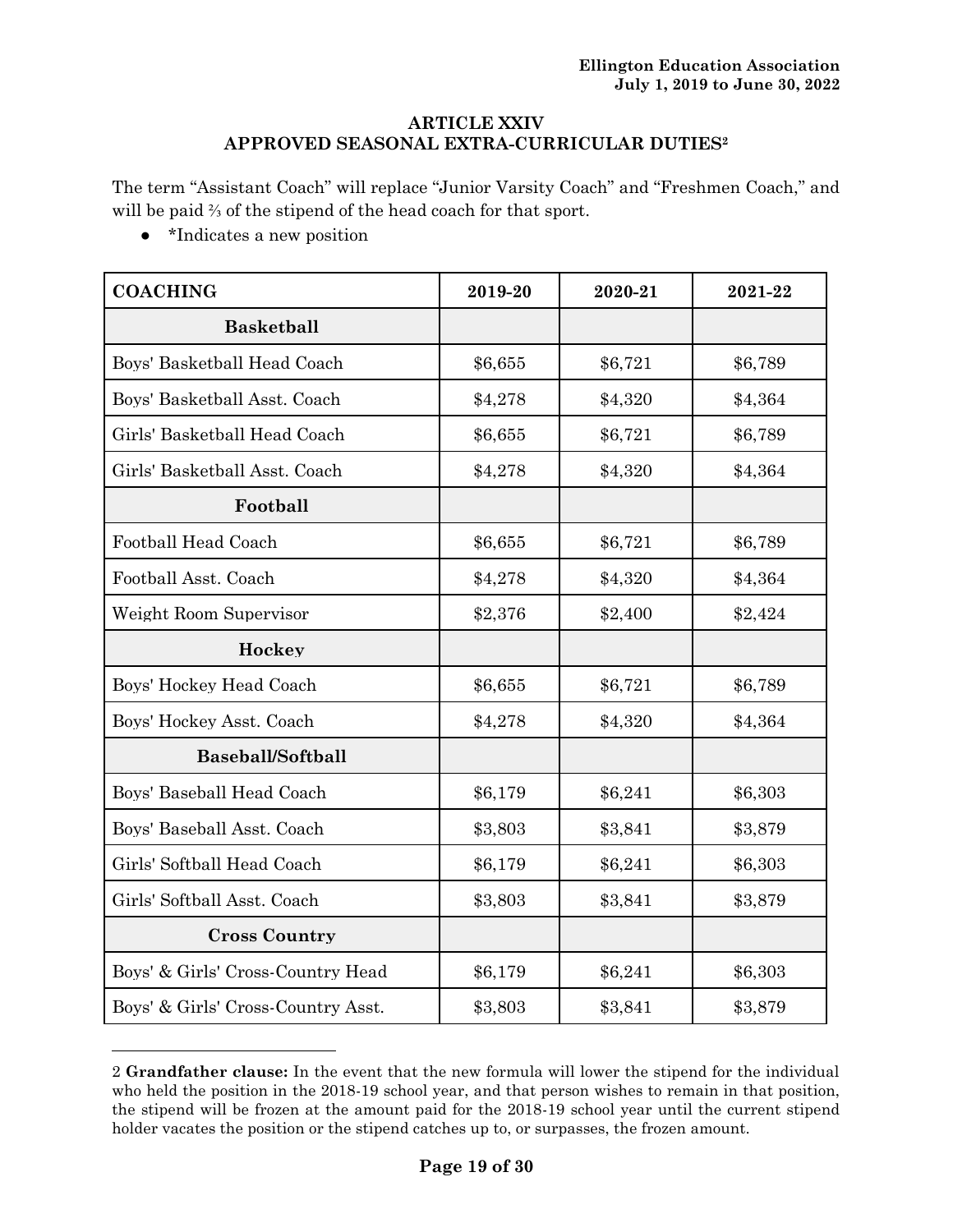## ARTICLE XXIV
## APPROVED SEASONAL EXTRA-CURRICULAR DUTIES[2]

The term "Assistant Coach" will replace "Junior Varsity Coach" and "Freshmen Coach," and will be paid ⅔ of the stipend of the head coach for that sport.

- *Indicates a new position

| COACHING | 2019-20 | 2020-21 | 2021-22 |
|---|---|---|---|
| **Basketball** | | | |
| Boys' Basketball Head Coach | $6,655 | $6,721 | $6,789 |
| Boys' Basketball Asst. Coach | $4,278 | $4,320 | $4,364 |
| Girls' Basketball Head Coach | $6,655 | $6,721 | $6,789 |
| Girls' Basketball Asst. Coach | $4,278 | $4,320 | $4,364 |
| **Football** | | | |
| Football Head Coach | $6,655 | $6,721 | $6,789 |
| Football Asst. Coach | $4,278 | $4,320 | $4,364 |
| Weight Room Supervisor | $2,376 | $2,400 | $2,424 |
| **Hockey** | | | |
| Boys' Hockey Head Coach | $6,655 | $6,721 | $6,789 |
| Boys' Hockey Asst. Coach | $4,278 | $4,320 | $4,364 |
| **Baseball/Softball** | | | |
| Boys' Baseball Head Coach | $6,179 | $6,241 | $6,303 |
| Boys' Baseball Asst. Coach | $3,803 | $3,841 | $3,879 |
| Girls' Softball Head Coach | $6,179 | $6,241 | $6,303 |
| Girls' Softball Asst. Coach | $3,803 | $3,841 | $3,879 |
| **Cross Country** | | | |
| Boys' & Girls' Cross-Country Head | $6,179 | $6,241 | $6,303 |
| Boys' & Girls' Cross-Country Asst. | $3,803 | $3,841 | $3,879 |

---

2 **Grandfather clause:** In the event that the new formula will lower the stipend for the individual who held the position in the 2018-19 school year, and that person wishes to remain in that position, the stipend will be frozen at the amount paid for the 2018-19 school year until the current stipend holder vacates the position or the stipend catches up to, or surpasses, the frozen amount.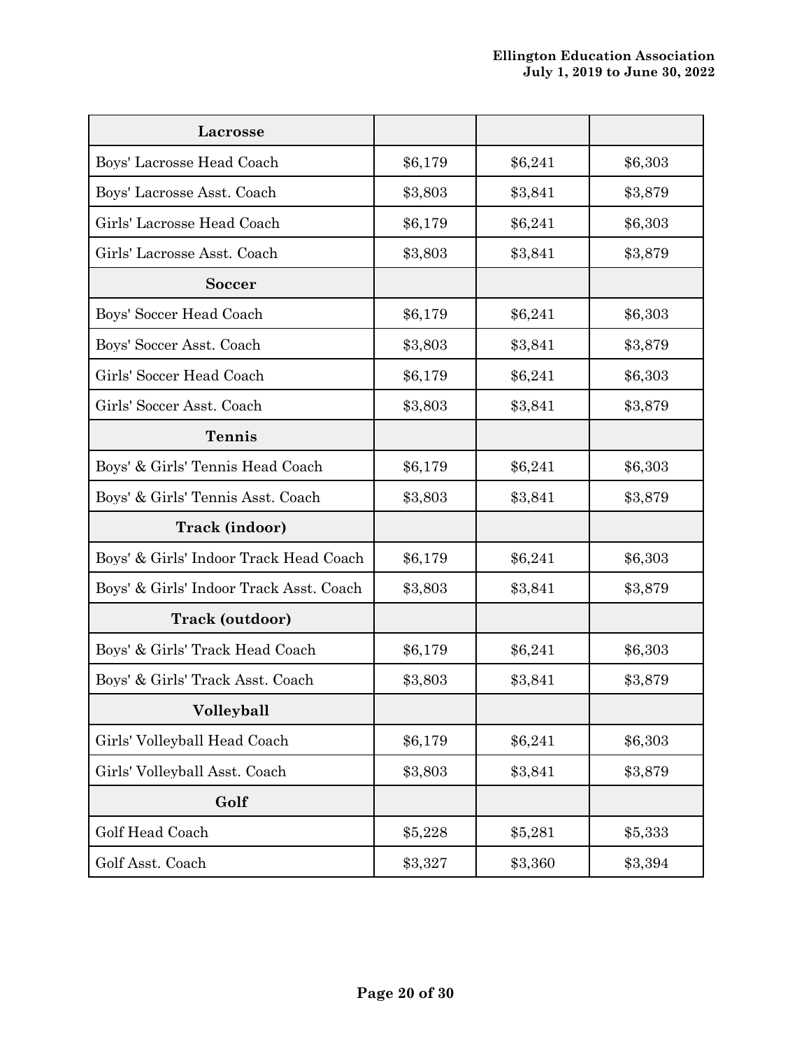| Lacrosse | | | |
|---|---|---|---|
| Boys' Lacrosse Head Coach | $6,179 | $6,241 | $6,303 |
| Boys' Lacrosse Asst. Coach | $3,803 | $3,841 | $3,879 |
| Girls' Lacrosse Head Coach | $6,179 | $6,241 | $6,303 |
| Girls' Lacrosse Asst. Coach | $3,803 | $3,841 | $3,879 |
| **Soccer** | | | |
| Boys' Soccer Head Coach | $6,179 | $6,241 | $6,303 |
| Boys' Soccer Asst. Coach | $3,803 | $3,841 | $3,879 |
| Girls' Soccer Head Coach | $6,179 | $6,241 | $6,303 |
| Girls' Soccer Asst. Coach | $3,803 | $3,841 | $3,879 |
| **Tennis** | | | |
| Boys' & Girls' Tennis Head Coach | $6,179 | $6,241 | $6,303 |
| Boys' & Girls' Tennis Asst. Coach | $3,803 | $3,841 | $3,879 |
| **Track (indoor)** | | | |
| Boys' & Girls' Indoor Track Head Coach | $6,179 | $6,241 | $6,303 |
| Boys' & Girls' Indoor Track Asst. Coach | $3,803 | $3,841 | $3,879 |
| **Track (outdoor)** | | | |
| Boys' & Girls' Track Head Coach | $6,179 | $6,241 | $6,303 |
| Boys' & Girls' Track Asst. Coach | $3,803 | $3,841 | $3,879 |
| **Volleyball** | | | |
| Girls' Volleyball Head Coach | $6,179 | $6,241 | $6,303 |
| Girls' Volleyball Asst. Coach | $3,803 | $3,841 | $3,879 |
| **Golf** | | | |
| Golf Head Coach | $5,228 | $5,281 | $5,333 |
| Golf Asst. Coach | $3,327 | $3,360 | $3,394 |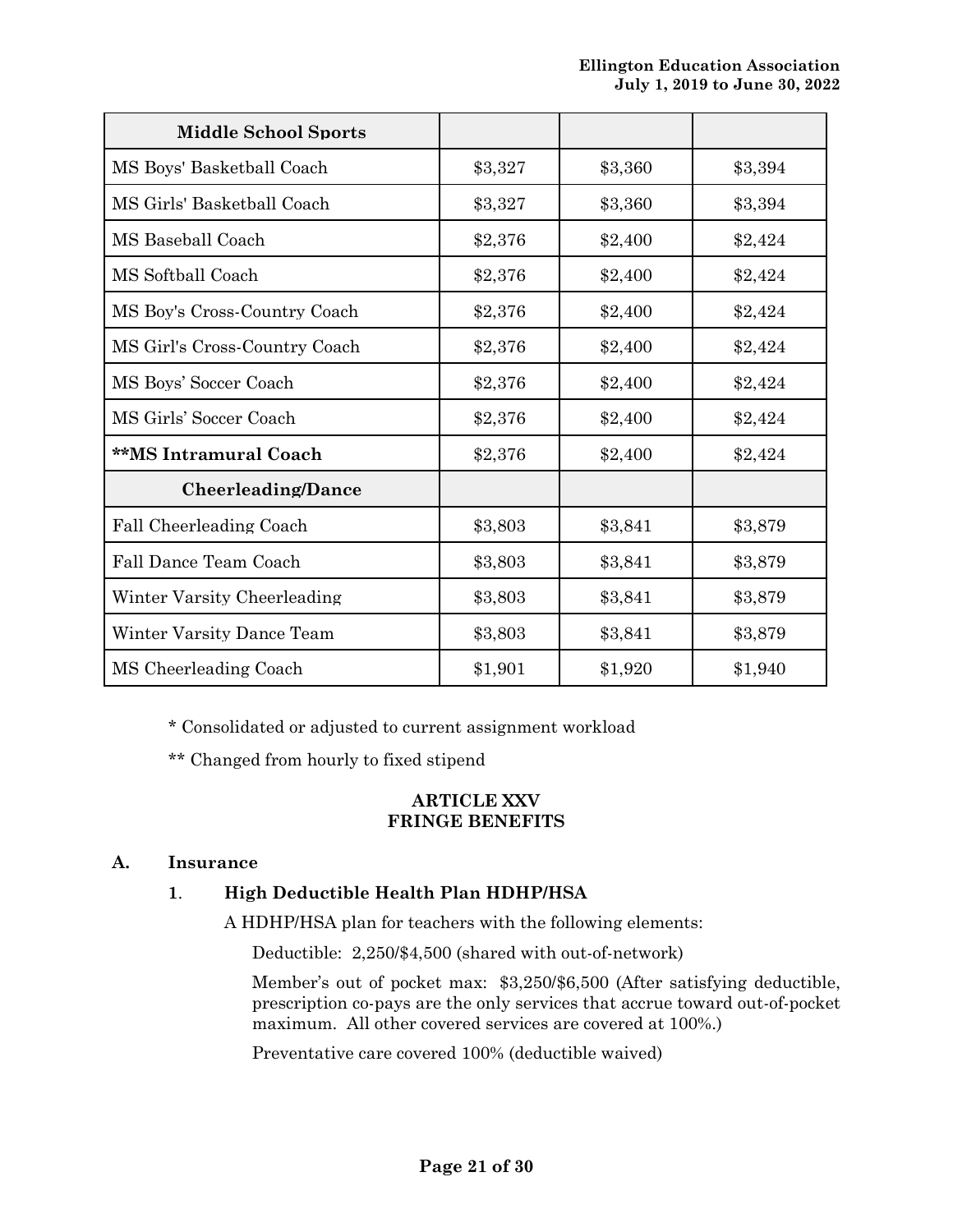| Middle School Sports | | | |
|---|---|---|---|
| MS Boys' Basketball Coach | $3,327 | $3,360 | $3,394 |
| MS Girls' Basketball Coach | $3,327 | $3,360 | $3,394 |
| MS Baseball Coach | $2,376 | $2,400 | $2,424 |
| MS Softball Coach | $2,376 | $2,400 | $2,424 |
| MS Boy's Cross-Country Coach | $2,376 | $2,400 | $2,424 |
| MS Girl's Cross-Country Coach | $2,376 | $2,400 | $2,424 |
| MS Boys' Soccer Coach | $2,376 | $2,400 | $2,424 |
| MS Girls' Soccer Coach | $2,376 | $2,400 | $2,424 |
| **\*\*MS Intramural Coach** | $2,376 | $2,400 | $2,424 |
| **Cheerleading/Dance** | | | |
| Fall Cheerleading Coach | $3,803 | $3,841 | $3,879 |
| Fall Dance Team Coach | $3,803 | $3,841 | $3,879 |
| Winter Varsity Cheerleading | $3,803 | $3,841 | $3,879 |
| Winter Varsity Dance Team | $3,803 | $3,841 | $3,879 |
| MS Cheerleading Coach | $1,901 | $1,920 | $1,940 |

\* Consolidated or adjusted to current assignment workload

\*\* Changed from hourly to fixed stipend

## ARTICLE XXV
## FRINGE BENEFITS

**A. Insurance**

**1. High Deductible Health Plan HDHP/HSA**

A HDHP/HSA plan for teachers with the following elements:

Deductible: 2,250/$4,500 (shared with out-of-network)

Member's out of pocket max: $3,250/$6,500 (After satisfying deductible, prescription co-pays are the only services that accrue toward out-of-pocket maximum. All other covered services are covered at 100%.)

Preventative care covered 100% (deductible waived)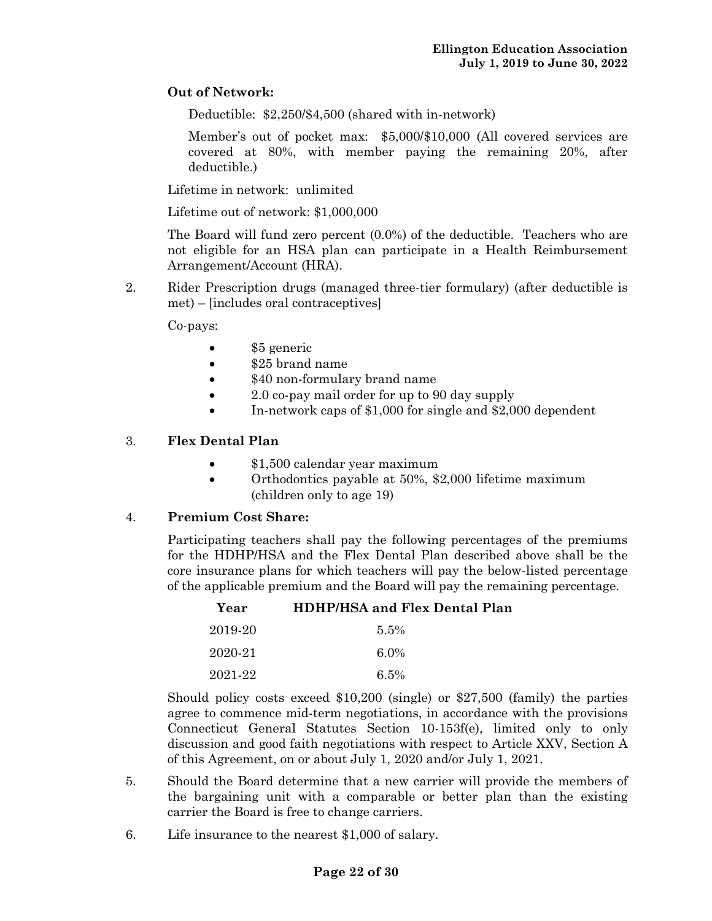**Out of Network:**

Deductible: $2,250/$4,500 (shared with in-network)

Member's out of pocket max: $5,000/$10,000 (All covered services are covered at 80%, with member paying the remaining 20%, after deductible.)

Lifetime in network: unlimited

Lifetime out of network: $1,000,000

The Board will fund zero percent (0.0%) of the deductible. Teachers who are not eligible for an HSA plan can participate in a Health Reimbursement Arrangement/Account (HRA).

2. Rider Prescription drugs (managed three-tier formulary) (after deductible is met) – [includes oral contraceptives]

   Co-pays:

   - $5 generic
   - $25 brand name
   - $40 non-formulary brand name
   - 2.0 co-pay mail order for up to 90 day supply
   - In-network caps of $1,000 for single and $2,000 dependent

3. **Flex Dental Plan**

   - $1,500 calendar year maximum
   - Orthodontics payable at 50%, $2,000 lifetime maximum (children only to age 19)

4. **Premium Cost Share:**

   Participating teachers shall pay the following percentages of the premiums for the HDHP/HSA and the Flex Dental Plan described above shall be the core insurance plans for which teachers will pay the below-listed percentage of the applicable premium and the Board will pay the remaining percentage.

| Year | HDHP/HSA and Flex Dental Plan |
|---|---|
| 2019-20 | 5.5% |
| 2020-21 | 6.0% |
| 2021-22 | 6.5% |

   Should policy costs exceed $10,200 (single) or $27,500 (family) the parties agree to commence mid-term negotiations, in accordance with the provisions Connecticut General Statutes Section 10-153f(e), limited only to only discussion and good faith negotiations with respect to Article XXV, Section A of this Agreement, on or about July 1, 2020 and/or July 1, 2021.

5. Should the Board determine that a new carrier will provide the members of the bargaining unit with a comparable or better plan than the existing carrier the Board is free to change carriers.

6. Life insurance to the nearest $1,000 of salary.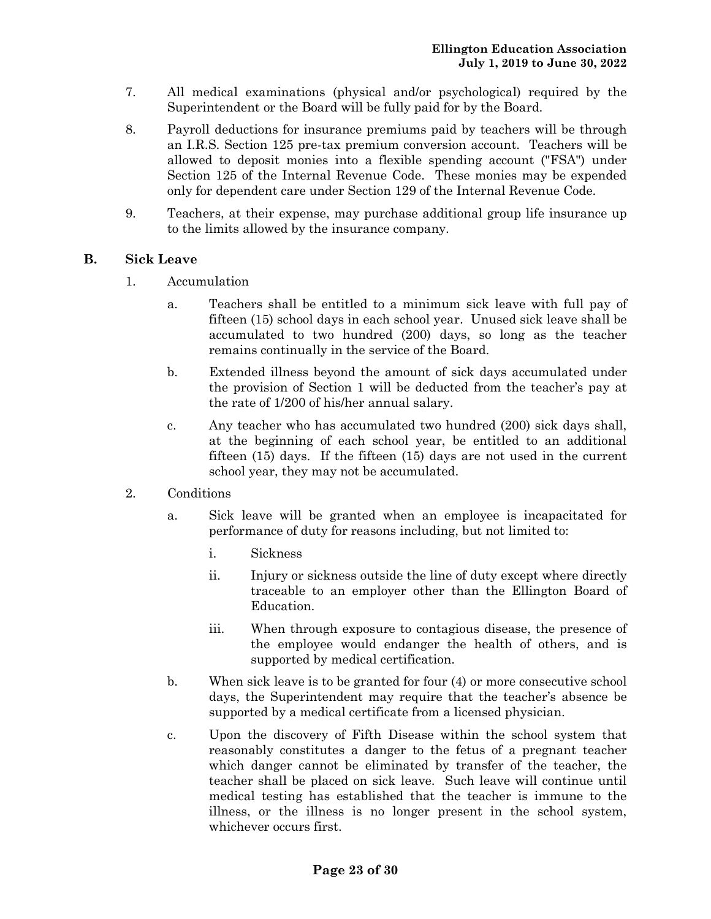7. All medical examinations (physical and/or psychological) required by the Superintendent or the Board will be fully paid for by the Board.

8. Payroll deductions for insurance premiums paid by teachers will be through an I.R.S. Section 125 pre-tax premium conversion account. Teachers will be allowed to deposit monies into a flexible spending account ("FSA") under Section 125 of the Internal Revenue Code. These monies may be expended only for dependent care under Section 129 of the Internal Revenue Code.

9. Teachers, at their expense, may purchase additional group life insurance up to the limits allowed by the insurance company.

## B. Sick Leave

1. Accumulation

   a. Teachers shall be entitled to a minimum sick leave with full pay of fifteen (15) school days in each school year. Unused sick leave shall be accumulated to two hundred (200) days, so long as the teacher remains continually in the service of the Board.

   b. Extended illness beyond the amount of sick days accumulated under the provision of Section 1 will be deducted from the teacher's pay at the rate of 1/200 of his/her annual salary.

   c. Any teacher who has accumulated two hundred (200) sick days shall, at the beginning of each school year, be entitled to an additional fifteen (15) days. If the fifteen (15) days are not used in the current school year, they may not be accumulated.

2. Conditions

   a. Sick leave will be granted when an employee is incapacitated for performance of duty for reasons including, but not limited to:

      i. Sickness

      ii. Injury or sickness outside the line of duty except where directly traceable to an employer other than the Ellington Board of Education.

      iii. When through exposure to contagious disease, the presence of the employee would endanger the health of others, and is supported by medical certification.

   b. When sick leave is to be granted for four (4) or more consecutive school days, the Superintendent may require that the teacher's absence be supported by a medical certificate from a licensed physician.

   c. Upon the discovery of Fifth Disease within the school system that reasonably constitutes a danger to the fetus of a pregnant teacher which danger cannot be eliminated by transfer of the teacher, the teacher shall be placed on sick leave. Such leave will continue until medical testing has established that the teacher is immune to the illness, or the illness is no longer present in the school system, whichever occurs first.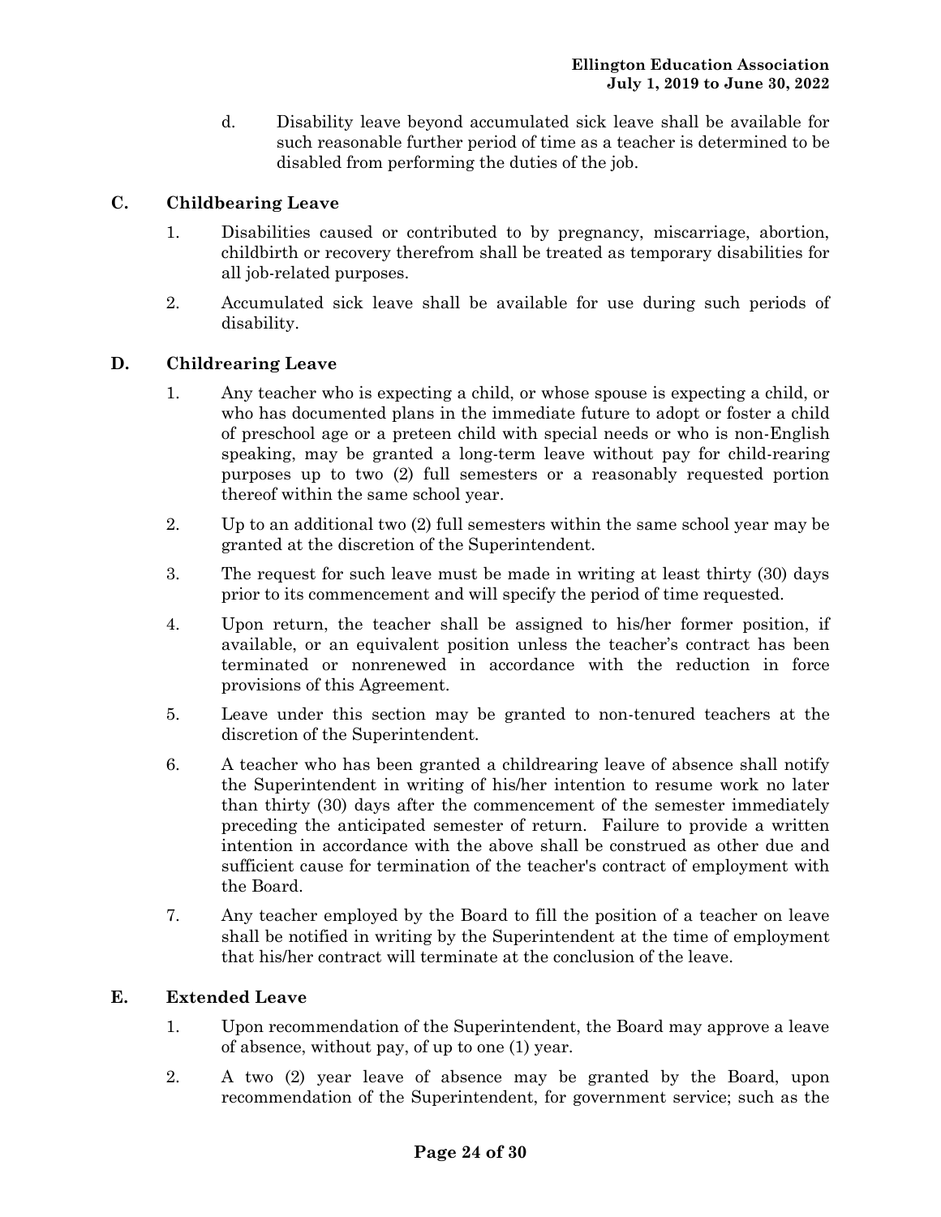d. Disability leave beyond accumulated sick leave shall be available for such reasonable further period of time as a teacher is determined to be disabled from performing the duties of the job.

## C. Childbearing Leave

1. Disabilities caused or contributed to by pregnancy, miscarriage, abortion, childbirth or recovery therefrom shall be treated as temporary disabilities for all job-related purposes.

2. Accumulated sick leave shall be available for use during such periods of disability.

## D. Childrearing Leave

1. Any teacher who is expecting a child, or whose spouse is expecting a child, or who has documented plans in the immediate future to adopt or foster a child of preschool age or a preteen child with special needs or who is non-English speaking, may be granted a long-term leave without pay for child-rearing purposes up to two (2) full semesters or a reasonably requested portion thereof within the same school year.

2. Up to an additional two (2) full semesters within the same school year may be granted at the discretion of the Superintendent.

3. The request for such leave must be made in writing at least thirty (30) days prior to its commencement and will specify the period of time requested.

4. Upon return, the teacher shall be assigned to his/her former position, if available, or an equivalent position unless the teacher's contract has been terminated or nonrenewed in accordance with the reduction in force provisions of this Agreement.

5. Leave under this section may be granted to non-tenured teachers at the discretion of the Superintendent.

6. A teacher who has been granted a childrearing leave of absence shall notify the Superintendent in writing of his/her intention to resume work no later than thirty (30) days after the commencement of the semester immediately preceding the anticipated semester of return. Failure to provide a written intention in accordance with the above shall be construed as other due and sufficient cause for termination of the teacher's contract of employment with the Board.

7. Any teacher employed by the Board to fill the position of a teacher on leave shall be notified in writing by the Superintendent at the time of employment that his/her contract will terminate at the conclusion of the leave.

## E. Extended Leave

1. Upon recommendation of the Superintendent, the Board may approve a leave of absence, without pay, of up to one (1) year.

2. A two (2) year leave of absence may be granted by the Board, upon recommendation of the Superintendent, for government service; such as the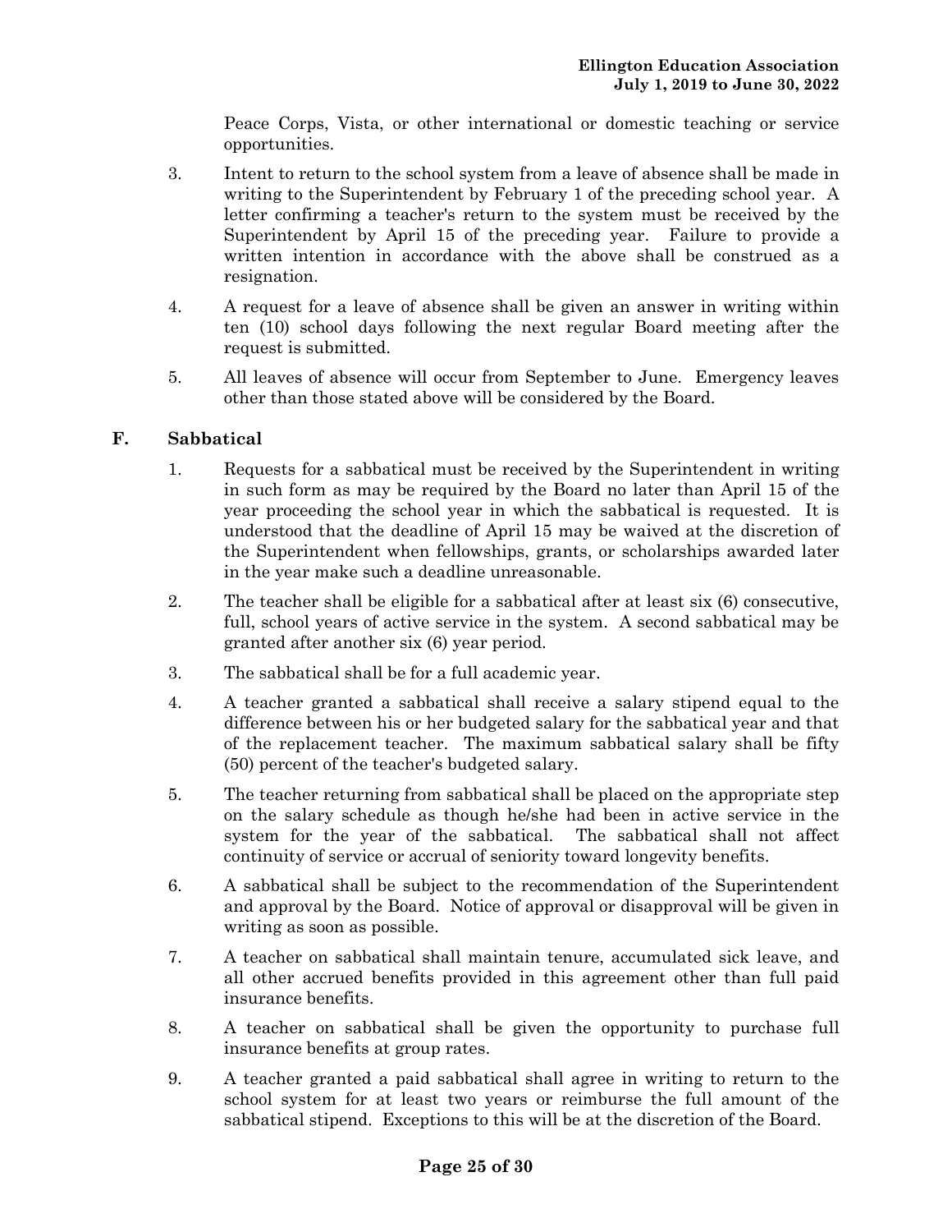Peace Corps, Vista, or other international or domestic teaching or service opportunities.

3. Intent to return to the school system from a leave of absence shall be made in writing to the Superintendent by February 1 of the preceding school year. A letter confirming a teacher's return to the system must be received by the Superintendent by April 15 of the preceding year. Failure to provide a written intention in accordance with the above shall be construed as a resignation.

4. A request for a leave of absence shall be given an answer in writing within ten (10) school days following the next regular Board meeting after the request is submitted.

5. All leaves of absence will occur from September to June. Emergency leaves other than those stated above will be considered by the Board.

## F. Sabbatical

1. Requests for a sabbatical must be received by the Superintendent in writing in such form as may be required by the Board no later than April 15 of the year proceeding the school year in which the sabbatical is requested. It is understood that the deadline of April 15 may be waived at the discretion of the Superintendent when fellowships, grants, or scholarships awarded later in the year make such a deadline unreasonable.

2. The teacher shall be eligible for a sabbatical after at least six (6) consecutive, full, school years of active service in the system. A second sabbatical may be granted after another six (6) year period.

3. The sabbatical shall be for a full academic year.

4. A teacher granted a sabbatical shall receive a salary stipend equal to the difference between his or her budgeted salary for the sabbatical year and that of the replacement teacher. The maximum sabbatical salary shall be fifty (50) percent of the teacher's budgeted salary.

5. The teacher returning from sabbatical shall be placed on the appropriate step on the salary schedule as though he/she had been in active service in the system for the year of the sabbatical. The sabbatical shall not affect continuity of service or accrual of seniority toward longevity benefits.

6. A sabbatical shall be subject to the recommendation of the Superintendent and approval by the Board. Notice of approval or disapproval will be given in writing as soon as possible.

7. A teacher on sabbatical shall maintain tenure, accumulated sick leave, and all other accrued benefits provided in this agreement other than full paid insurance benefits.

8. A teacher on sabbatical shall be given the opportunity to purchase full insurance benefits at group rates.

9. A teacher granted a paid sabbatical shall agree in writing to return to the school system for at least two years or reimburse the full amount of the sabbatical stipend. Exceptions to this will be at the discretion of the Board.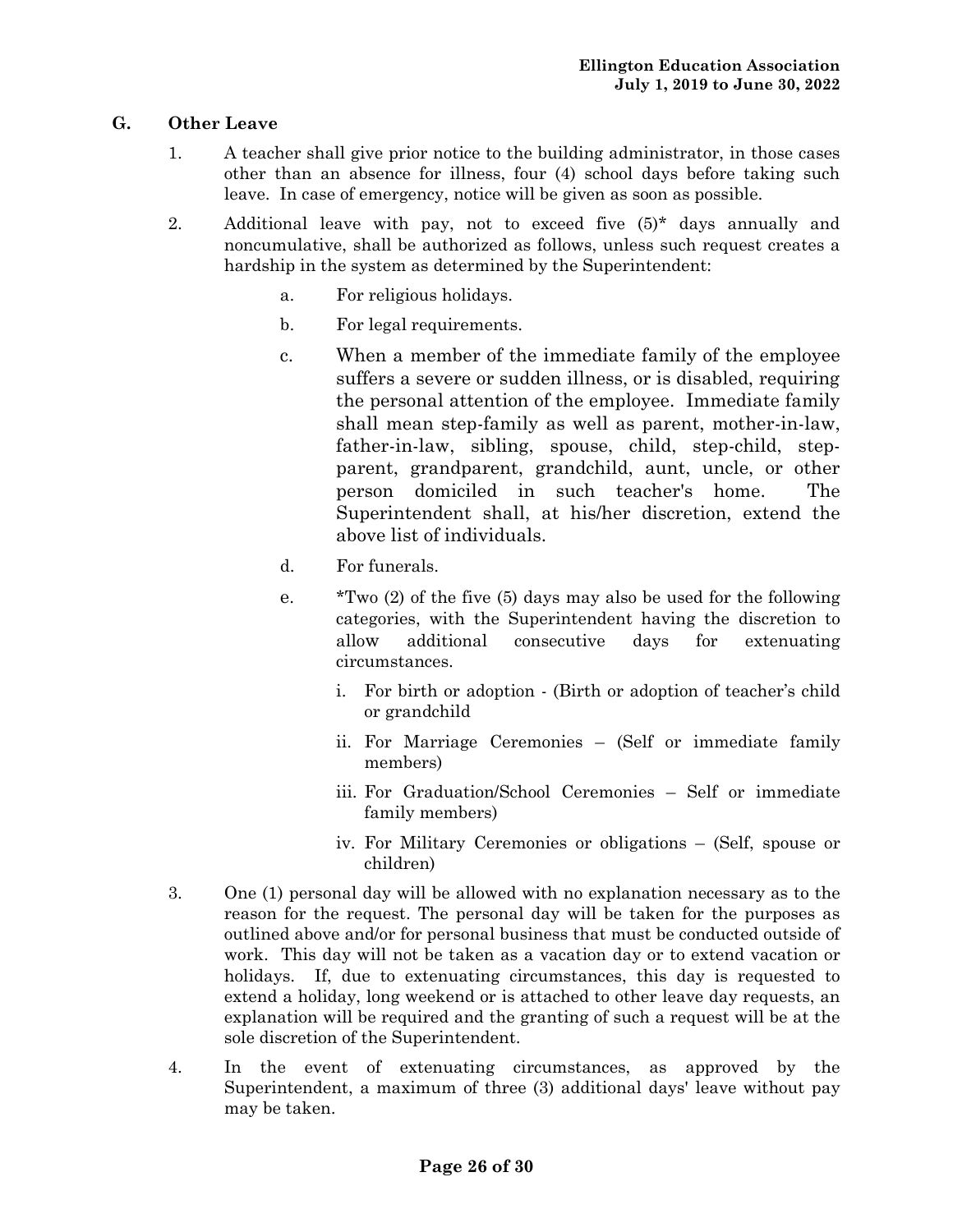### G. Other Leave

1. A teacher shall give prior notice to the building administrator, in those cases other than an absence for illness, four (4) school days before taking such leave. In case of emergency, notice will be given as soon as possible.

2. Additional leave with pay, not to exceed five (5)* days annually and noncumulative, shall be authorized as follows, unless such request creates a hardship in the system as determined by the Superintendent:

   a. For religious holidays.

   b. For legal requirements.

   c. When a member of the immediate family of the employee suffers a severe or sudden illness, or is disabled, requiring the personal attention of the employee. Immediate family shall mean step-family as well as parent, mother-in-law, father-in-law, sibling, spouse, child, step-child, step-parent, grandparent, grandchild, aunt, uncle, or other person domiciled in such teacher's home. The Superintendent shall, at his/her discretion, extend the above list of individuals.

   d. For funerals.

   e. *Two (2) of the five (5) days may also be used for the following categories, with the Superintendent having the discretion to allow additional consecutive days for extenuating circumstances.

      i. For birth or adoption - (Birth or adoption of teacher's child or grandchild

      ii. For Marriage Ceremonies – (Self or immediate family members)

      iii. For Graduation/School Ceremonies – Self or immediate family members)

      iv. For Military Ceremonies or obligations – (Self, spouse or children)

3. One (1) personal day will be allowed with no explanation necessary as to the reason for the request. The personal day will be taken for the purposes as outlined above and/or for personal business that must be conducted outside of work. This day will not be taken as a vacation day or to extend vacation or holidays. If, due to extenuating circumstances, this day is requested to extend a holiday, long weekend or is attached to other leave day requests, an explanation will be required and the granting of such a request will be at the sole discretion of the Superintendent.

4. In the event of extenuating circumstances, as approved by the Superintendent, a maximum of three (3) additional days' leave without pay may be taken.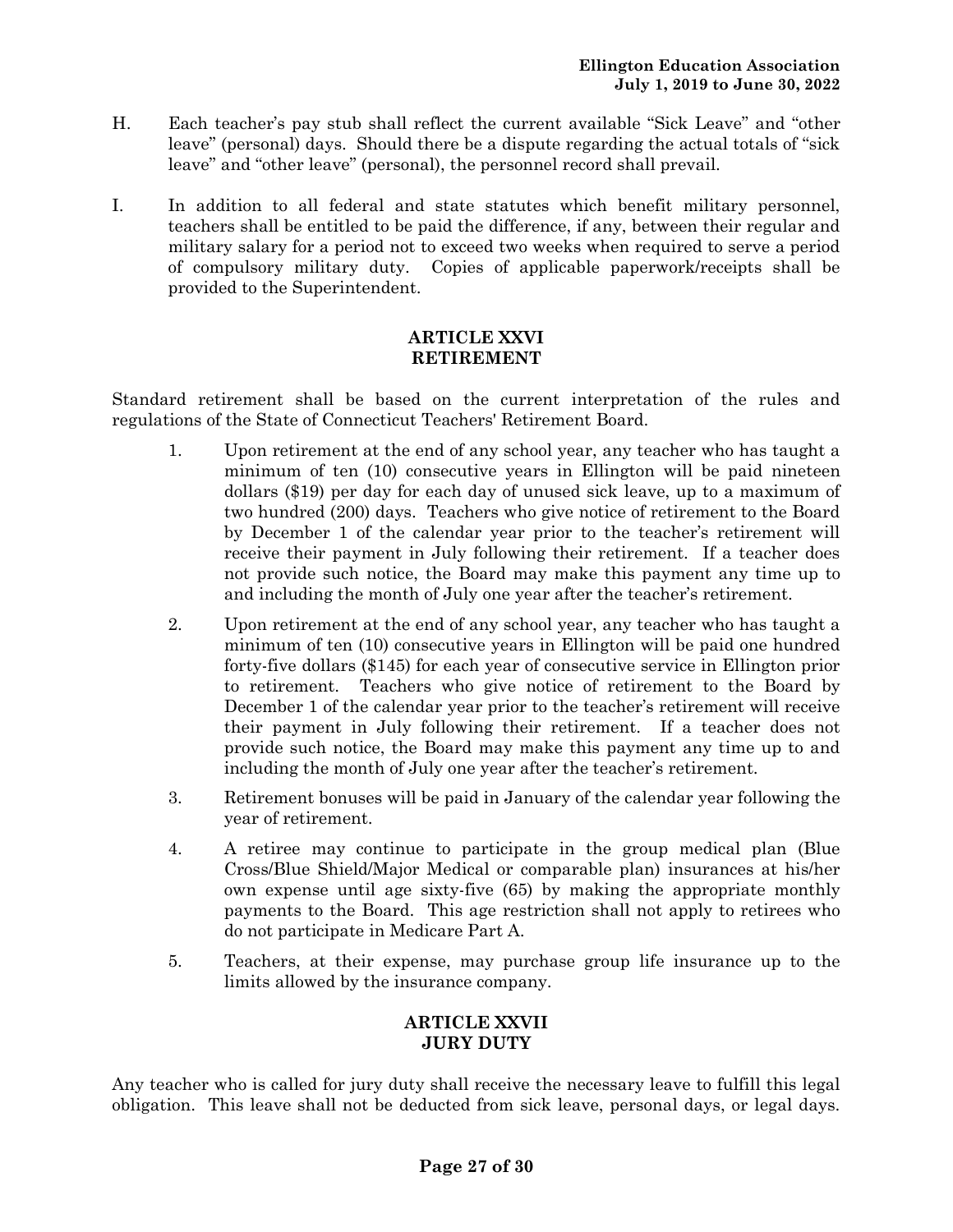H. Each teacher's pay stub shall reflect the current available "Sick Leave" and "other leave" (personal) days. Should there be a dispute regarding the actual totals of "sick leave" and "other leave" (personal), the personnel record shall prevail.

I. In addition to all federal and state statutes which benefit military personnel, teachers shall be entitled to be paid the difference, if any, between their regular and military salary for a period not to exceed two weeks when required to serve a period of compulsory military duty. Copies of applicable paperwork/receipts shall be provided to the Superintendent.

## ARTICLE XXVI
## RETIREMENT

Standard retirement shall be based on the current interpretation of the rules and regulations of the State of Connecticut Teachers' Retirement Board.

1. Upon retirement at the end of any school year, any teacher who has taught a minimum of ten (10) consecutive years in Ellington will be paid nineteen dollars ($19) per day for each day of unused sick leave, up to a maximum of two hundred (200) days. Teachers who give notice of retirement to the Board by December 1 of the calendar year prior to the teacher's retirement will receive their payment in July following their retirement. If a teacher does not provide such notice, the Board may make this payment any time up to and including the month of July one year after the teacher's retirement.

2. Upon retirement at the end of any school year, any teacher who has taught a minimum of ten (10) consecutive years in Ellington will be paid one hundred forty-five dollars ($145) for each year of consecutive service in Ellington prior to retirement. Teachers who give notice of retirement to the Board by December 1 of the calendar year prior to the teacher's retirement will receive their payment in July following their retirement. If a teacher does not provide such notice, the Board may make this payment any time up to and including the month of July one year after the teacher's retirement.

3. Retirement bonuses will be paid in January of the calendar year following the year of retirement.

4. A retiree may continue to participate in the group medical plan (Blue Cross/Blue Shield/Major Medical or comparable plan) insurances at his/her own expense until age sixty-five (65) by making the appropriate monthly payments to the Board. This age restriction shall not apply to retirees who do not participate in Medicare Part A.

5. Teachers, at their expense, may purchase group life insurance up to the limits allowed by the insurance company.

## ARTICLE XXVII
## JURY DUTY

Any teacher who is called for jury duty shall receive the necessary leave to fulfill this legal obligation. This leave shall not be deducted from sick leave, personal days, or legal days.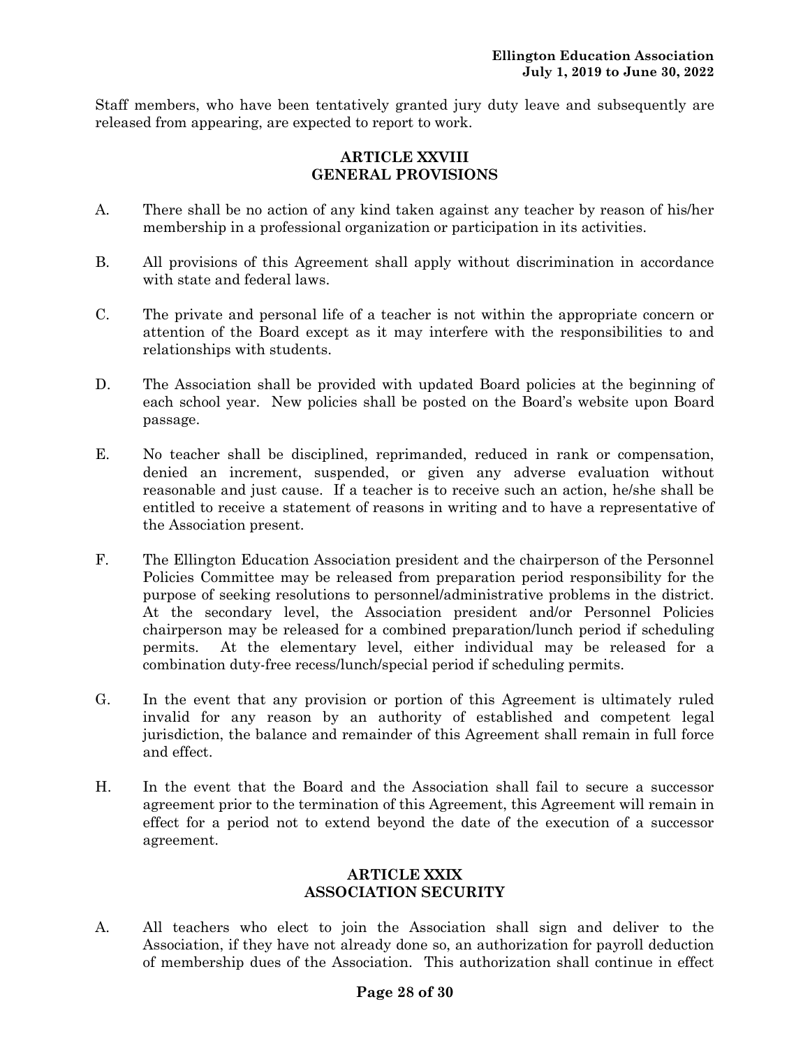Staff members, who have been tentatively granted jury duty leave and subsequently are released from appearing, are expected to report to work.

## ARTICLE XXVIII
## GENERAL PROVISIONS

A. There shall be no action of any kind taken against any teacher by reason of his/her membership in a professional organization or participation in its activities.

B. All provisions of this Agreement shall apply without discrimination in accordance with state and federal laws.

C. The private and personal life of a teacher is not within the appropriate concern or attention of the Board except as it may interfere with the responsibilities to and relationships with students.

D. The Association shall be provided with updated Board policies at the beginning of each school year. New policies shall be posted on the Board's website upon Board passage.

E. No teacher shall be disciplined, reprimanded, reduced in rank or compensation, denied an increment, suspended, or given any adverse evaluation without reasonable and just cause. If a teacher is to receive such an action, he/she shall be entitled to receive a statement of reasons in writing and to have a representative of the Association present.

F. The Ellington Education Association president and the chairperson of the Personnel Policies Committee may be released from preparation period responsibility for the purpose of seeking resolutions to personnel/administrative problems in the district. At the secondary level, the Association president and/or Personnel Policies chairperson may be released for a combined preparation/lunch period if scheduling permits. At the elementary level, either individual may be released for a combination duty-free recess/lunch/special period if scheduling permits.

G. In the event that any provision or portion of this Agreement is ultimately ruled invalid for any reason by an authority of established and competent legal jurisdiction, the balance and remainder of this Agreement shall remain in full force and effect.

H. In the event that the Board and the Association shall fail to secure a successor agreement prior to the termination of this Agreement, this Agreement will remain in effect for a period not to extend beyond the date of the execution of a successor agreement.

## ARTICLE XXIX
## ASSOCIATION SECURITY

A. All teachers who elect to join the Association shall sign and deliver to the Association, if they have not already done so, an authorization for payroll deduction of membership dues of the Association. This authorization shall continue in effect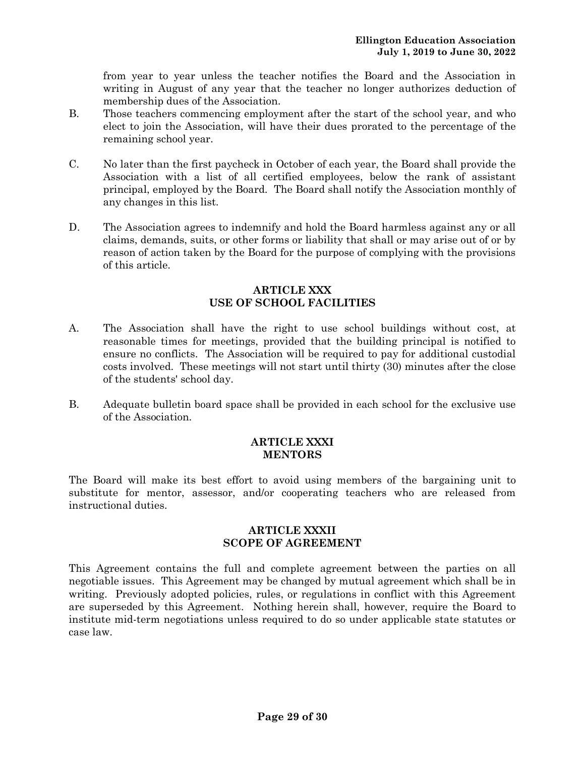from year to year unless the teacher notifies the Board and the Association in writing in August of any year that the teacher no longer authorizes deduction of membership dues of the Association.

B. Those teachers commencing employment after the start of the school year, and who elect to join the Association, will have their dues prorated to the percentage of the remaining school year.

C. No later than the first paycheck in October of each year, the Board shall provide the Association with a list of all certified employees, below the rank of assistant principal, employed by the Board. The Board shall notify the Association monthly of any changes in this list.

D. The Association agrees to indemnify and hold the Board harmless against any or all claims, demands, suits, or other forms or liability that shall or may arise out of or by reason of action taken by the Board for the purpose of complying with the provisions of this article.

## ARTICLE XXX
## USE OF SCHOOL FACILITIES

A. The Association shall have the right to use school buildings without cost, at reasonable times for meetings, provided that the building principal is notified to ensure no conflicts. The Association will be required to pay for additional custodial costs involved. These meetings will not start until thirty (30) minutes after the close of the students' school day.

B. Adequate bulletin board space shall be provided in each school for the exclusive use of the Association.

## ARTICLE XXXI
## MENTORS

The Board will make its best effort to avoid using members of the bargaining unit to substitute for mentor, assessor, and/or cooperating teachers who are released from instructional duties.

## ARTICLE XXXII
## SCOPE OF AGREEMENT

This Agreement contains the full and complete agreement between the parties on all negotiable issues. This Agreement may be changed by mutual agreement which shall be in writing. Previously adopted policies, rules, or regulations in conflict with this Agreement are superseded by this Agreement. Nothing herein shall, however, require the Board to institute mid-term negotiations unless required to do so under applicable state statutes or case law.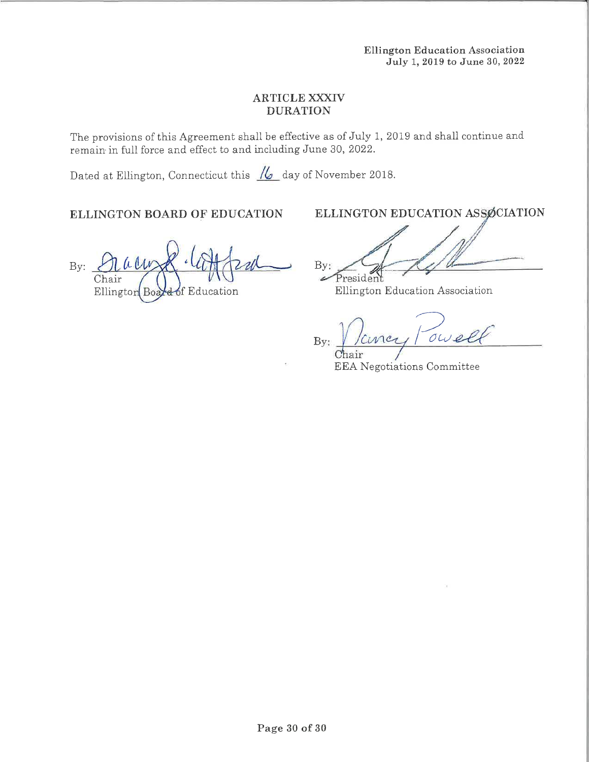## ARTICLE XXXIV
## DURATION

The provisions of this Agreement shall be effective as of July 1, 2019 and shall continue and remain in full force and effect to and including June 30, 2022.

Dated at Ellington, Connecticut this 16 day of November 2018.

**ELLINGTON BOARD OF EDUCATION**

By: ______________________
Chair
Ellington Board of Education

**ELLINGTON EDUCATION ASSOCIATION**

By: ______________________
President
Ellington Education Association

By: Nancy Powell
Chair
EEA Negotiations Committee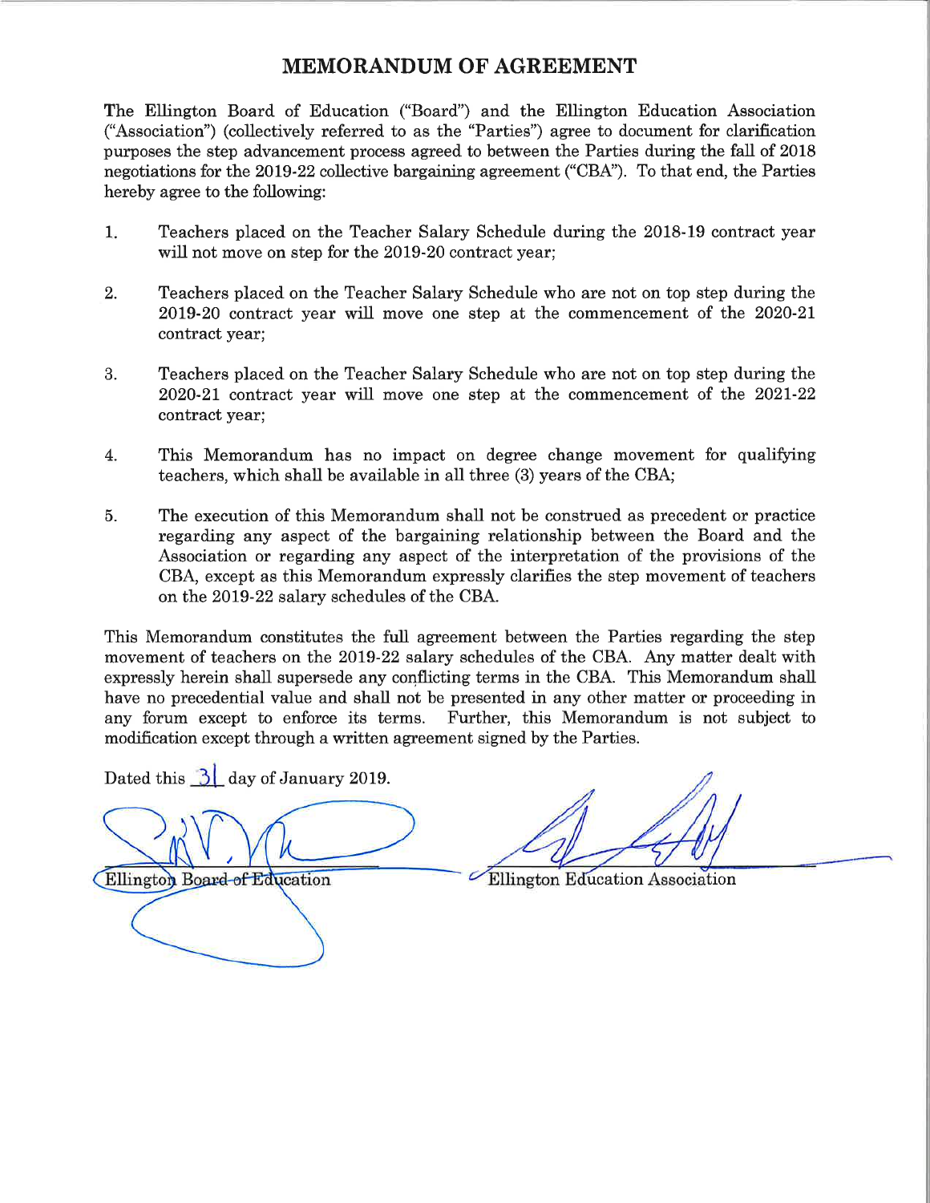# MEMORANDUM OF AGREEMENT

The Ellington Board of Education ("Board") and the Ellington Education Association ("Association") (collectively referred to as the "Parties") agree to document for clarification purposes the step advancement process agreed to between the Parties during the fall of 2018 negotiations for the 2019-22 collective bargaining agreement ("CBA"). To that end, the Parties hereby agree to the following:

1. Teachers placed on the Teacher Salary Schedule during the 2018-19 contract year will not move on step for the 2019-20 contract year;

2. Teachers placed on the Teacher Salary Schedule who are not on top step during the 2019-20 contract year will move one step at the commencement of the 2020-21 contract year;

3. Teachers placed on the Teacher Salary Schedule who are not on top step during the 2020-21 contract year will move one step at the commencement of the 2021-22 contract year;

4. This Memorandum has no impact on degree change movement for qualifying teachers, which shall be available in all three (3) years of the CBA;

5. The execution of this Memorandum shall not be construed as precedent or practice regarding any aspect of the bargaining relationship between the Board and the Association or regarding any aspect of the interpretation of the provisions of the CBA, except as this Memorandum expressly clarifies the step movement of teachers on the 2019-22 salary schedules of the CBA.

This Memorandum constitutes the full agreement between the Parties regarding the step movement of teachers on the 2019-22 salary schedules of the CBA. Any matter dealt with expressly herein shall supersede any conflicting terms in the CBA. This Memorandum shall have no precedential value and shall not be presented in any other matter or proceeding in any forum except to enforce its terms. Further, this Memorandum is not subject to modification except through a written agreement signed by the Parties.

Dated this 31 day of January 2019.

Ellington Board of Education

Ellington Education Association